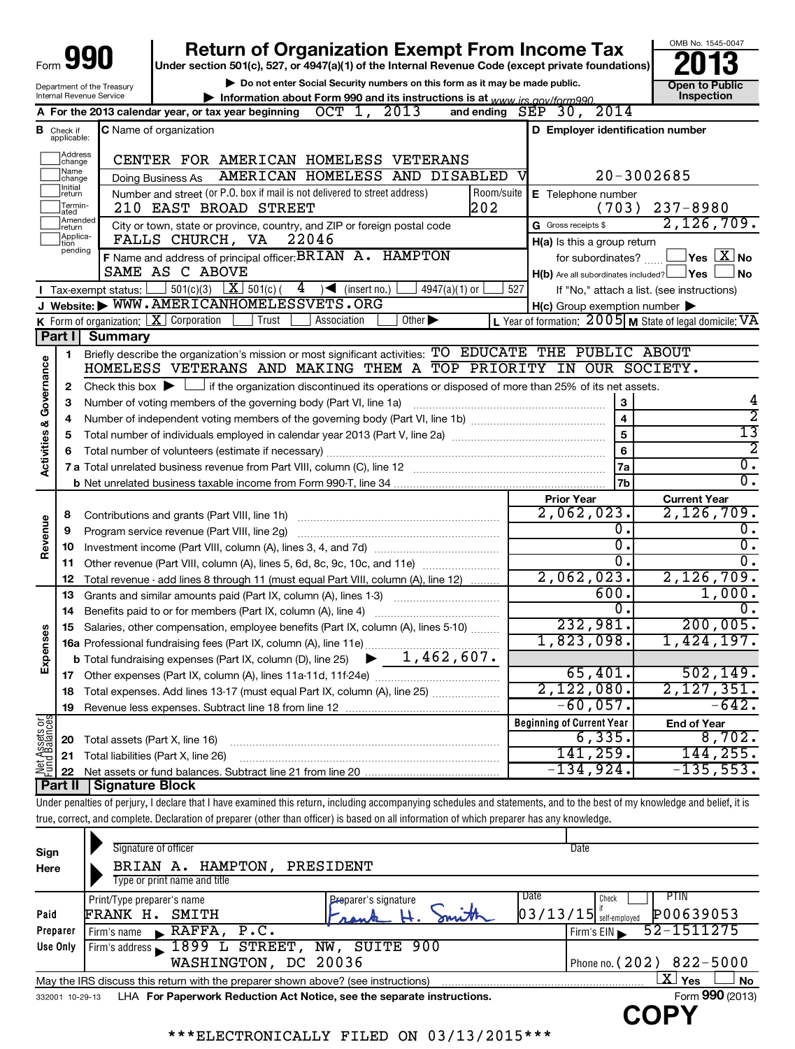# Form 990 — Return of Organization Exempt From Income Tax (2013)

Under section 501(c), 527, or 4947(a)(1) of the Internal Revenue Code (except private foundations)

▶ Do not enter Social Security numbers on this form as it may be made public.

▶ Information about Form 990 and its instructions is at www.irs.gov/form990.

Department of the Treasury, Internal Revenue Service

OMB No. 1545-0047 — Open to Public Inspection

**A** For the 2013 calendar year, or tax year beginning OCT 1, 2013 and ending SEP 30, 2014

**B** Check if applicable: Address change, Name change, Initial return, Terminated, Amended return, Application pending

**C** Name of organization: CENTER FOR AMERICAN HOMELESS VETERANS

Doing Business As: AMERICAN HOMELESS AND DISABLED V

Number and street (or P.O. box if mail is not delivered to street address): 210 EAST BROAD STREET — Room/suite: 202

City or town, state or province, country, and ZIP or foreign postal code: FALLS CHURCH, VA 22046

**D** Employer identification number: 20-3002685

**E** Telephone number: (703) 237-8980

**G** Gross receipts $: 2,126,709.

**F** Name and address of principal officer: BRIAN A. HAMPTON, SAME AS C ABOVE

**H(a)** Is this a group return for subordinates? Yes [ ] No [X]

**H(b)** Are all subordinates included? Yes [ ] No [ ] — If "No," attach a list. (see instructions)

**H(c)** Group exemption number ▶

**I** Tax-exempt status: [ ] 501(c)(3) [X] 501(c) ( 4 ) ◀ (insert no.) [ ] 4947(a)(1) or [ ] 527

**J** Website: ▶ WWW.AMERICANHOMELESSVETS.ORG

**K** Form of organization: [X] Corporation [ ] Trust [ ] Association [ ] Other ▶

**L** Year of formation: 2005 **M** State of legal domicile: VA

## Part I Summary

**Activities & Governance**

1. Briefly describe the organization's mission or most significant activities: TO EDUCATE THE PUBLIC ABOUT HOMELESS VETERANS AND MAKING THEM A TOP PRIORITY IN OUR SOCIETY.
2. Check this box ▶ [ ] if the organization discontinued its operations or disposed of more than 25% of its net assets.

| Line | Description | | Value |
|---|---|---|---|
| 3 | Number of voting members of the governing body (Part VI, line 1a) | 3 | 4 |
| 4 | Number of independent voting members of the governing body (Part VI, line 1b) | 4 | 2 |
| 5 | Total number of individuals employed in calendar year 2013 (Part V, line 2a) | 5 | 13 |
| 6 | Total number of volunteers (estimate if necessary) | 6 | 2 |
| 7a | Total unrelated business revenue from Part VIII, column (C), line 12 | 7a | 0. |
| 7b | Net unrelated business taxable income from Form 990-T, line 34 | 7b | 0. |

| Line | Description | Prior Year | Current Year |
|---|---|---|---|
| **Revenue** | | | |
| 8 | Contributions and grants (Part VIII, line 1h) | 2,062,023. | 2,126,709. |
| 9 | Program service revenue (Part VIII, line 2g) | 0. | 0. |
| 10 | Investment income (Part VIII, column (A), lines 3, 4, and 7d) | 0. | 0. |
| 11 | Other revenue (Part VIII, column (A), lines 5, 6d, 8c, 9c, 10c, and 11e) | 0. | 0. |
| 12 | Total revenue - add lines 8 through 11 (must equal Part VIII, column (A), line 12) | 2,062,023. | 2,126,709. |
| **Expenses** | | | |
| 13 | Grants and similar amounts paid (Part IX, column (A), lines 1-3) | 600. | 1,000. |
| 14 | Benefits paid to or for members (Part IX, column (A), line 4) | 0. | 0. |
| 15 | Salaries, other compensation, employee benefits (Part IX, column (A), lines 5-10) | 232,981. | 200,005. |
| 16a | Professional fundraising fees (Part IX, column (A), line 11e) | 1,823,098. | 1,424,197. |
| b | Total fundraising expenses (Part IX, column (D), line 25) ▶ 1,462,607. | | |
| 17 | Other expenses (Part IX, column (A), lines 11a-11d, 11f-24e) | 65,401. | 502,149. |
| 18 | Total expenses. Add lines 13-17 (must equal Part IX, column (A), line 25) | 2,122,080. | 2,127,351. |
| 19 | Revenue less expenses. Subtract line 18 from line 12 | -60,057. | -642. |

| Line | Net Assets or Fund Balances | Beginning of Current Year | End of Year |
|---|---|---|---|
| 20 | Total assets (Part X, line 16) | 6,335. | 8,702. |
| 21 | Total liabilities (Part X, line 26) | 141,259. | 144,255. |
| 22 | Net assets or fund balances. Subtract line 21 from line 20 | -134,924. | -135,553. |

## Part II Signature Block

Under penalties of perjury, I declare that I have examined this return, including accompanying schedules and statements, and to the best of my knowledge and belief, it is true, correct, and complete. Declaration of preparer (other than officer) is based on all information of which preparer has any knowledge.

**Sign Here**

Signature of officer — Date

BRIAN A. HAMPTON, PRESIDENT

Type or print name and title

**Paid Preparer Use Only**

Print/Type preparer's name: FRANK H. SMITH — Preparer's signature: Frank H. Smith — Date: 03/13/15 — Check [ ] if self-employed — PTIN: P00639053

Firm's name ▶ RAFFA, P.C. — Firm's EIN ▶ 52-1511275

Firm's address ▶ 1899 L STREET, NW, SUITE 900, WASHINGTON, DC 20036 — Phone no. (202) 822-5000

May the IRS discuss this return with the preparer shown above? (see instructions) [X] Yes [ ] No

332001 10-29-13 LHA For Paperwork Reduction Act Notice, see the separate instructions. Form 990 (2013)

COPY

\*\*\*ELECTRONICALLY FILED ON 03/13/2015\*\*\*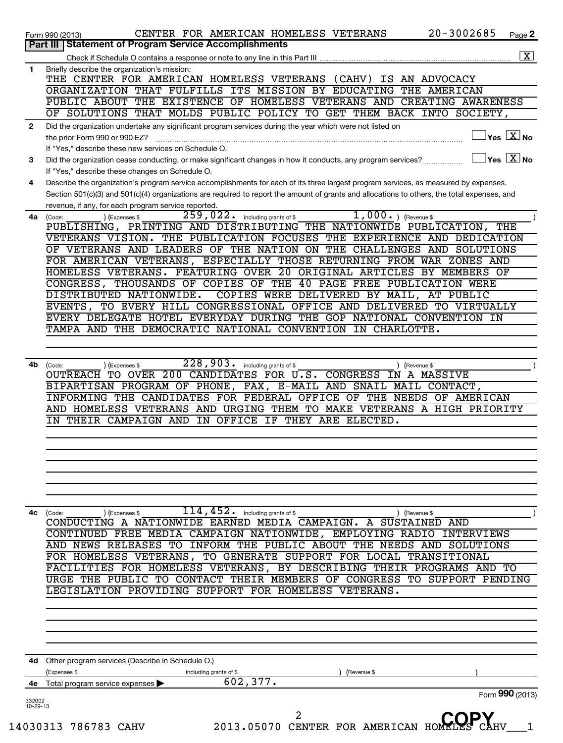Form 990 (2013) CENTER FOR AMERICAN HOMELESS VETERANS 20-3002685 Page 2

## Part III Statement of Program Service Accomplishments

Check if Schedule O contains a response or note to any line in this Part III .......... [X]

**1** Briefly describe the organization's mission:

THE CENTER FOR AMERICAN HOMELESS VETERANS (CAHV) IS AN ADVOCACY ORGANIZATION THAT FULFILLS ITS MISSION BY EDUCATING THE AMERICAN PUBLIC ABOUT THE EXISTENCE OF HOMELESS VETERANS AND CREATING AWARENESS OF SOLUTIONS THAT MOLDS PUBLIC POLICY TO GET THEM BACK INTO SOCIETY,

**2** Did the organization undertake any significant program services during the year which were not listed on the prior Form 990 or 990-EZ? .......... [ ] Yes [X] No

If "Yes," describe these new services on Schedule O.

**3** Did the organization cease conducting, or make significant changes in how it conducts, any program services? .......... [ ] Yes [X] No

If "Yes," describe these changes on Schedule O.

**4** Describe the organization's program service accomplishments for each of its three largest program services, as measured by expenses. Section 501(c)(3) and 501(c)(4) organizations are required to report the amount of grants and allocations to others, the total expenses, and revenue, if any, for each program service reported.

**4a** (Code: ) (Expenses $ 259,022. including grants of $ 1,000. ) (Revenue $ )

PUBLISHING, PRINTING AND DISTRIBUTING THE NATIONWIDE PUBLICATION, THE VETERANS VISION. THE PUBLICATION FOCUSES THE EXPERIENCE AND DEDICATION OF VETERANS AND LEADERS OF THE NATION ON THE CHALLENGES AND SOLUTIONS FOR AMERICAN VETERANS, ESPECIALLY THOSE RETURNING FROM WAR ZONES AND HOMELESS VETERANS. FEATURING OVER 20 ORIGINAL ARTICLES BY MEMBERS OF CONGRESS, THOUSANDS OF COPIES OF THE 40 PAGE FREE PUBLICATION WERE DISTRIBUTED NATIONWIDE. COPIES WERE DELIVERED BY MAIL, AT PUBLIC EVENTS, TO EVERY HILL CONGRESSIONAL OFFICE AND DELIVERED TO VIRTUALLY EVERY DELEGATE HOTEL EVERYDAY DURING THE GOP NATIONAL CONVENTION IN TAMPA AND THE DEMOCRATIC NATIONAL CONVENTION IN CHARLOTTE.

**4b** (Code: ) (Expenses $ 228,903. including grants of $ ) (Revenue $ )

OUTREACH TO OVER 200 CANDIDATES FOR U.S. CONGRESS IN A MASSIVE BIPARTISAN PROGRAM OF PHONE, FAX, E-MAIL AND SNAIL MAIL CONTACT, INFORMING THE CANDIDATES FOR FEDERAL OFFICE OF THE NEEDS OF AMERICAN AND HOMELESS VETERANS AND URGING THEM TO MAKE VETERANS A HIGH PRIORITY IN THEIR CAMPAIGN AND IN OFFICE IF THEY ARE ELECTED.

**4c** (Code: ) (Expenses $ 114,452. including grants of $ ) (Revenue $ )

CONDUCTING A NATIONWIDE EARNED MEDIA CAMPAIGN. A SUSTAINED AND CONTINUED FREE MEDIA CAMPAIGN NATIONWIDE, EMPLOYING RADIO INTERVIEWS AND NEWS RELEASES TO INFORM THE PUBLIC ABOUT THE NEEDS AND SOLUTIONS FOR HOMELESS VETERANS, TO GENERATE SUPPORT FOR LOCAL TRANSITIONAL FACILITIES FOR HOMELESS VETERANS, BY DESCRIBING THEIR PROGRAMS AND TO URGE THE PUBLIC TO CONTACT THEIR MEMBERS OF CONGRESS TO SUPPORT PENDING LEGISLATION PROVIDING SUPPORT FOR HOMELESS VETERANS.

**4d** Other program services (Describe in Schedule O.)

(Expenses $ including grants of $ ) (Revenue $ )

**4e** Total program service expenses ▶ 602,377.

Form **990** (2013)

332002 10-29-13

14030313 786783 CAHV 2013.05070 CENTER FOR AMERICAN HOMELES CAHV___1

COPY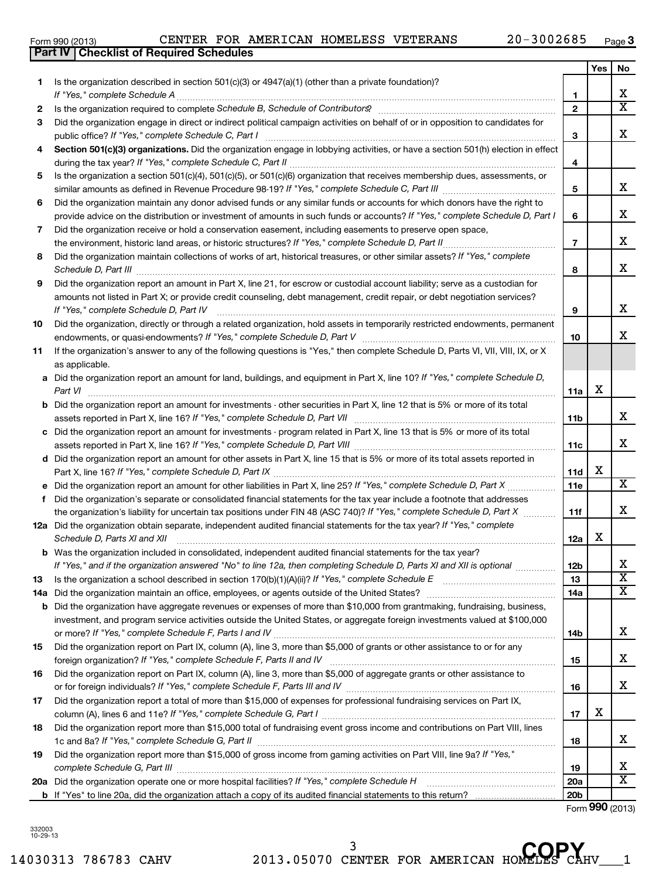Form 990 (2013) CENTER FOR AMERICAN HOMELESS VETERANS 20-3002685 Page **3**

## Part IV Checklist of Required Schedules

| | | | Yes | No |
|---|---|---|---|---|
| **1** | Is the organization described in section 501(c)(3) or 4947(a)(1) (other than a private foundation)? *If "Yes," complete Schedule A* | **1** | | X |
| **2** | Is the organization required to complete *Schedule B, Schedule of Contributors*? | **2** | | X |
| **3** | Did the organization engage in direct or indirect political campaign activities on behalf of or in opposition to candidates for public office? *If "Yes," complete Schedule C, Part I* | **3** | | X |
| **4** | **Section 501(c)(3) organizations.** Did the organization engage in lobbying activities, or have a section 501(h) election in effect during the tax year? *If "Yes," complete Schedule C, Part II* | **4** | | |
| **5** | Is the organization a section 501(c)(4), 501(c)(5), or 501(c)(6) organization that receives membership dues, assessments, or similar amounts as defined in Revenue Procedure 98-19? *If "Yes," complete Schedule C, Part III* | **5** | | X |
| **6** | Did the organization maintain any donor advised funds or any similar funds or accounts for which donors have the right to provide advice on the distribution or investment of amounts in such funds or accounts? *If "Yes," complete Schedule D, Part I* | **6** | | X |
| **7** | Did the organization receive or hold a conservation easement, including easements to preserve open space, the environment, historic land areas, or historic structures? *If "Yes," complete Schedule D, Part II* | **7** | | X |
| **8** | Did the organization maintain collections of works of art, historical treasures, or other similar assets? *If "Yes," complete Schedule D, Part III* | **8** | | X |
| **9** | Did the organization report an amount in Part X, line 21, for escrow or custodial account liability; serve as a custodian for amounts not listed in Part X; or provide credit counseling, debt management, credit repair, or debt negotiation services? *If "Yes," complete Schedule D, Part IV* | **9** | | X |
| **10** | Did the organization, directly or through a related organization, hold assets in temporarily restricted endowments, permanent endowments, or quasi-endowments? *If "Yes," complete Schedule D, Part V* | **10** | | X |
| **11** | If the organization's answer to any of the following questions is "Yes," then complete Schedule D, Parts VI, VII, VIII, IX, or X as applicable. | | | |
| **a** | Did the organization report an amount for land, buildings, and equipment in Part X, line 10? *If "Yes," complete Schedule D, Part VI* | **11a** | X | |
| **b** | Did the organization report an amount for investments - other securities in Part X, line 12 that is 5% or more of its total assets reported in Part X, line 16? *If "Yes," complete Schedule D, Part VII* | **11b** | | X |
| **c** | Did the organization report an amount for investments - program related in Part X, line 13 that is 5% or more of its total assets reported in Part X, line 16? *If "Yes," complete Schedule D, Part VIII* | **11c** | | X |
| **d** | Did the organization report an amount for other assets in Part X, line 15 that is 5% or more of its total assets reported in Part X, line 16? *If "Yes," complete Schedule D, Part IX* | **11d** | X | |
| **e** | Did the organization report an amount for other liabilities in Part X, line 25? *If "Yes," complete Schedule D, Part X* | **11e** | | X |
| **f** | Did the organization's separate or consolidated financial statements for the tax year include a footnote that addresses the organization's liability for uncertain tax positions under FIN 48 (ASC 740)? *If "Yes," complete Schedule D, Part X* | **11f** | | X |
| **12a** | Did the organization obtain separate, independent audited financial statements for the tax year? *If "Yes," complete Schedule D, Parts XI and XII* | **12a** | X | |
| **b** | Was the organization included in consolidated, independent audited financial statements for the tax year? *If "Yes," and if the organization answered "No" to line 12a, then completing Schedule D, Parts XI and XII is optional* | **12b** | | X |
| **13** | Is the organization a school described in section 170(b)(1)(A)(ii)? *If "Yes," complete Schedule E* | **13** | | X |
| **14a** | Did the organization maintain an office, employees, or agents outside of the United States? | **14a** | | X |
| **b** | Did the organization have aggregate revenues or expenses of more than $10,000 from grantmaking, fundraising, business, investment, and program service activities outside the United States, or aggregate foreign investments valued at $100,000 or more? *If "Yes," complete Schedule F, Parts I and IV* | **14b** | | X |
| **15** | Did the organization report on Part IX, column (A), line 3, more than $5,000 of grants or other assistance to or for any foreign organization? *If "Yes," complete Schedule F, Parts II and IV* | **15** | | X |
| **16** | Did the organization report on Part IX, column (A), line 3, more than $5,000 of aggregate grants or other assistance to or for foreign individuals? *If "Yes," complete Schedule F, Parts III and IV* | **16** | | X |
| **17** | Did the organization report a total of more than $15,000 of expenses for professional fundraising services on Part IX, column (A), lines 6 and 11e? *If "Yes," complete Schedule G, Part I* | **17** | X | |
| **18** | Did the organization report more than $15,000 total of fundraising event gross income and contributions on Part VIII, lines 1c and 8a? *If "Yes," complete Schedule G, Part II* | **18** | | X |
| **19** | Did the organization report more than $15,000 of gross income from gaming activities on Part VIII, line 9a? *If "Yes," complete Schedule G, Part III* | **19** | | X |
| **20a** | Did the organization operate one or more hospital facilities? *If "Yes," complete Schedule H* | **20a** | | X |
| **b** | If "Yes" to line 20a, did the organization attach a copy of its audited financial statements to this return? | **20b** | | |

Form **990** (2013)

332003 10-29-13

14030313 786783 CAHV 2013.05070 CENTER FOR AMERICAN HOMELES CAHV___1

COPY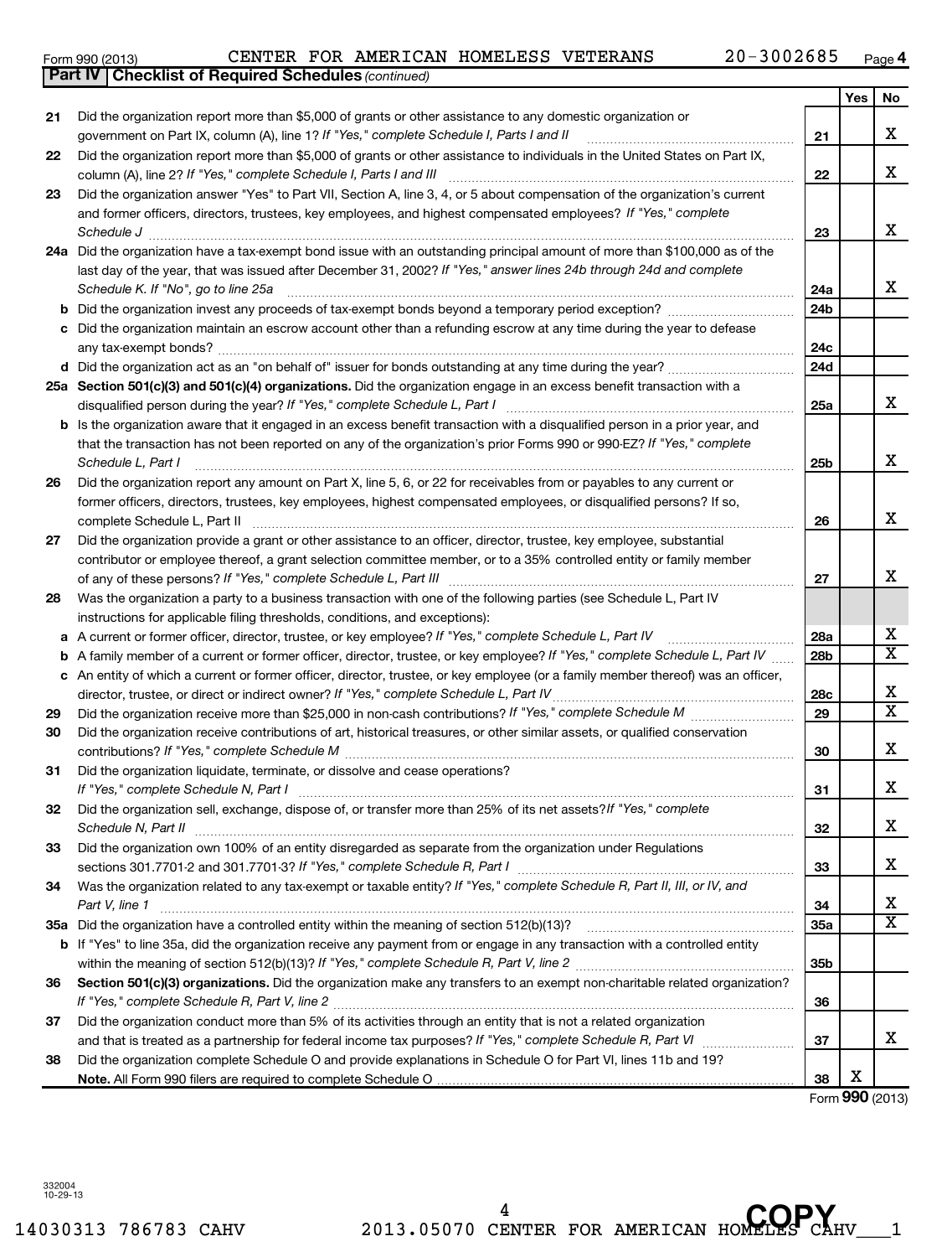Form 990 (2013) CENTER FOR AMERICAN HOMELESS VETERANS 20-3002685

**Part IV | Checklist of Required Schedules** *(continued)*

| | | | Yes | No |
|---|---|---|---|---|
| 21 | Did the organization report more than $5,000 of grants or other assistance to any domestic organization or government on Part IX, column (A), line 1? *If "Yes," complete Schedule I, Parts I and II* | 21 | | X |
| 22 | Did the organization report more than $5,000 of grants or other assistance to individuals in the United States on Part IX, column (A), line 2? *If "Yes," complete Schedule I, Parts I and III* | 22 | | X |
| 23 | Did the organization answer "Yes" to Part VII, Section A, line 3, 4, or 5 about compensation of the organization's current and former officers, directors, trustees, key employees, and highest compensated employees? *If "Yes," complete Schedule J* | 23 | | X |
| 24a | Did the organization have a tax-exempt bond issue with an outstanding principal amount of more than $100,000 as of the last day of the year, that was issued after December 31, 2002? *If "Yes," answer lines 24b through 24d and complete Schedule K. If "No", go to line 25a* | 24a | | X |
| b | Did the organization invest any proceeds of tax-exempt bonds beyond a temporary period exception? | 24b | | |
| c | Did the organization maintain an escrow account other than a refunding escrow at any time during the year to defease any tax-exempt bonds? | 24c | | |
| d | Did the organization act as an "on behalf of" issuer for bonds outstanding at any time during the year? | 24d | | |
| 25a | **Section 501(c)(3) and 501(c)(4) organizations.** Did the organization engage in an excess benefit transaction with a disqualified person during the year? *If "Yes," complete Schedule L, Part I* | 25a | | X |
| b | Is the organization aware that it engaged in an excess benefit transaction with a disqualified person in a prior year, and that the transaction has not been reported on any of the organization's prior Forms 990 or 990-EZ? *If "Yes," complete Schedule L, Part I* | 25b | | X |
| 26 | Did the organization report any amount on Part X, line 5, 6, or 22 for receivables from or payables to any current or former officers, directors, trustees, key employees, highest compensated employees, or disqualified persons? If so, complete Schedule L, Part II | 26 | | X |
| 27 | Did the organization provide a grant or other assistance to an officer, director, trustee, key employee, substantial contributor or employee thereof, a grant selection committee member, or to a 35% controlled entity or family member of any of these persons? *If "Yes," complete Schedule L, Part III* | 27 | | X |
| 28 | Was the organization a party to a business transaction with one of the following parties (see Schedule L, Part IV instructions for applicable filing thresholds, conditions, and exceptions): | | | |
| a | A current or former officer, director, trustee, or key employee? *If "Yes," complete Schedule L, Part IV* | 28a | | X |
| b | A family member of a current or former officer, director, trustee, or key employee? *If "Yes," complete Schedule L, Part IV* | 28b | | X |
| c | An entity of which a current or former officer, director, trustee, or key employee (or a family member thereof) was an officer, director, trustee, or direct or indirect owner? *If "Yes," complete Schedule L, Part IV* | 28c | | X |
| 29 | Did the organization receive more than $25,000 in non-cash contributions? *If "Yes," complete Schedule M* | 29 | | X |
| 30 | Did the organization receive contributions of art, historical treasures, or other similar assets, or qualified conservation contributions? *If "Yes," complete Schedule M* | 30 | | X |
| 31 | Did the organization liquidate, terminate, or dissolve and cease operations? *If "Yes," complete Schedule N, Part I* | 31 | | X |
| 32 | Did the organization sell, exchange, dispose of, or transfer more than 25% of its net assets? *If "Yes," complete Schedule N, Part II* | 32 | | X |
| 33 | Did the organization own 100% of an entity disregarded as separate from the organization under Regulations sections 301.7701-2 and 301.7701-3? *If "Yes," complete Schedule R, Part I* | 33 | | X |
| 34 | Was the organization related to any tax-exempt or taxable entity? *If "Yes," complete Schedule R, Part II, III, or IV, and Part V, line 1* | 34 | | X |
| 35a | Did the organization have a controlled entity within the meaning of section 512(b)(13)? | 35a | | X |
| b | If "Yes" to line 35a, did the organization receive any payment from or engage in any transaction with a controlled entity within the meaning of section 512(b)(13)? *If "Yes," complete Schedule R, Part V, line 2* | 35b | | |
| 36 | **Section 501(c)(3) organizations.** Did the organization make any transfers to an exempt non-charitable related organization? *If "Yes," complete Schedule R, Part V, line 2* | 36 | | |
| 37 | Did the organization conduct more than 5% of its activities through an entity that is not a related organization and that is treated as a partnership for federal income tax purposes? *If "Yes," complete Schedule R, Part VI* | 37 | | X |
| 38 | Did the organization complete Schedule O and provide explanations in Schedule O for Part VI, lines 11b and 19? **Note.** All Form 990 filers are required to complete Schedule O | 38 | X | |

Form **990** (2013)

332004
10-29-13

14030313 786783 CAHV 2013.05070 CENTER FOR AMERICAN HOMELESS CAHV___1

COPY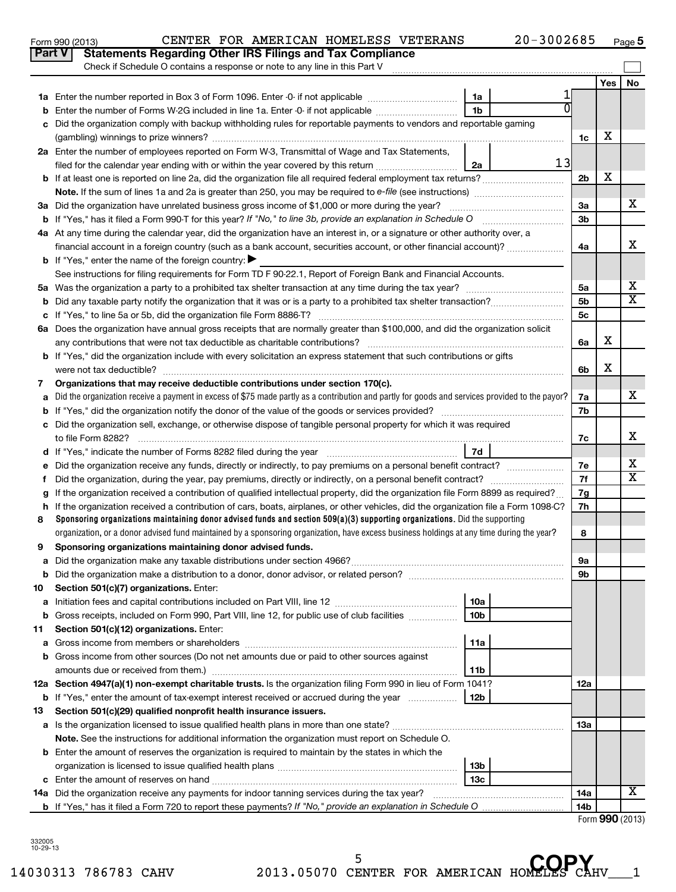Form 990 (2013) CENTER FOR AMERICAN HOMELESS VETERANS 20-3002685

## Part V Statements Regarding Other IRS Filings and Tax Compliance

Check if Schedule O contains a response or note to any line in this Part V ☐

| | | | | Line | Yes | No |
|---|---|---|---|---|---|---|
| **1a** | Enter the number reported in Box 3 of Form 1096. Enter -0- if not applicable | 1a | 1 | | | |
| **b** | Enter the number of Forms W-2G included in line 1a. Enter -0- if not applicable | 1b | 0 | | | |
| **c** | Did the organization comply with backup withholding rules for reportable payments to vendors and reportable gaming (gambling) winnings to prize winners? | | | 1c | X | |
| **2a** | Enter the number of employees reported on Form W-3, Transmittal of Wage and Tax Statements, filed for the calendar year ending with or within the year covered by this return | 2a | 13 | | | |
| **b** | If at least one is reported on line 2a, did the organization file all required federal employment tax returns? | | | 2b | X | |
| | **Note.** If the sum of lines 1a and 2a is greater than 250, you may be required to *e-file* (see instructions) | | | | | |
| **3a** | Did the organization have unrelated business gross income of $1,000 or more during the year? | | | 3a | | X |
| **b** | If "Yes," has it filed a Form 990-T for this year? *If "No," to line 3b, provide an explanation in Schedule O* | | | 3b | | |
| **4a** | At any time during the calendar year, did the organization have an interest in, or a signature or other authority over, a financial account in a foreign country (such as a bank account, securities account, or other financial account)? | | | 4a | | X |
| **b** | If "Yes," enter the name of the foreign country: ▶ | | | | | |
| | See instructions for filing requirements for Form TD F 90-22.1, Report of Foreign Bank and Financial Accounts. | | | | | |
| **5a** | Was the organization a party to a prohibited tax shelter transaction at any time during the tax year? | | | 5a | | X |
| **b** | Did any taxable party notify the organization that it was or is a party to a prohibited tax shelter transaction? | | | 5b | | X |
| **c** | If "Yes," to line 5a or 5b, did the organization file Form 8886-T? | | | 5c | | |
| **6a** | Does the organization have annual gross receipts that are normally greater than $100,000, and did the organization solicit any contributions that were not tax deductible as charitable contributions? | | | 6a | X | |
| **b** | If "Yes," did the organization include with every solicitation an express statement that such contributions or gifts were not tax deductible? | | | 6b | X | |
| **7** | **Organizations that may receive deductible contributions under section 170(c).** | | | | | |
| **a** | Did the organization receive a payment in excess of $75 made partly as a contribution and partly for goods and services provided to the payor? | | | 7a | | X |
| **b** | If "Yes," did the organization notify the donor of the value of the goods or services provided? | | | 7b | | |
| **c** | Did the organization sell, exchange, or otherwise dispose of tangible personal property for which it was required to file Form 8282? | | | 7c | | X |
| **d** | If "Yes," indicate the number of Forms 8282 filed during the year | 7d | | | | |
| **e** | Did the organization receive any funds, directly or indirectly, to pay premiums on a personal benefit contract? | | | 7e | | X |
| **f** | Did the organization, during the year, pay premiums, directly or indirectly, on a personal benefit contract? | | | 7f | | X |
| **g** | If the organization received a contribution of qualified intellectual property, did the organization file Form 8899 as required? | | | 7g | | |
| **h** | If the organization received a contribution of cars, boats, airplanes, or other vehicles, did the organization file a Form 1098-C? | | | 7h | | |
| **8** | **Sponsoring organizations maintaining donor advised funds and section 509(a)(3) supporting organizations.** Did the supporting organization, or a donor advised fund maintained by a sponsoring organization, have excess business holdings at any time during the year? | | | 8 | | |
| **9** | **Sponsoring organizations maintaining donor advised funds.** | | | | | |
| **a** | Did the organization make any taxable distributions under section 4966? | | | 9a | | |
| **b** | Did the organization make a distribution to a donor, donor advisor, or related person? | | | 9b | | |
| **10** | **Section 501(c)(7) organizations.** Enter: | | | | | |
| **a** | Initiation fees and capital contributions included on Part VIII, line 12 | 10a | | | | |
| **b** | Gross receipts, included on Form 990, Part VIII, line 12, for public use of club facilities | 10b | | | | |
| **11** | **Section 501(c)(12) organizations.** Enter: | | | | | |
| **a** | Gross income from members or shareholders | 11a | | | | |
| **b** | Gross income from other sources (Do not net amounts due or paid to other sources against amounts due or received from them.) | 11b | | | | |
| **12a** | **Section 4947(a)(1) non-exempt charitable trusts.** Is the organization filing Form 990 in lieu of Form 1041? | | | 12a | | |
| **b** | If "Yes," enter the amount of tax-exempt interest received or accrued during the year | 12b | | | | |
| **13** | **Section 501(c)(29) qualified nonprofit health insurance issuers.** | | | | | |
| **a** | Is the organization licensed to issue qualified health plans in more than one state? | | | 13a | | |
| | **Note.** See the instructions for additional information the organization must report on Schedule O. | | | | | |
| **b** | Enter the amount of reserves the organization is required to maintain by the states in which the organization is licensed to issue qualified health plans | 13b | | | | |
| **c** | Enter the amount of reserves on hand | 13c | | | | |
| **14a** | Did the organization receive any payments for indoor tanning services during the tax year? | | | 14a | | X |
| **b** | If "Yes," has it filed a Form 720 to report these payments? *If "No," provide an explanation in Schedule O* | | | 14b | | |

Form **990** (2013)

332005 10-29-13

14030313 786783 CAHV 2013.05070 CENTER FOR AMERICAN HOMELES CAHV___1

COPY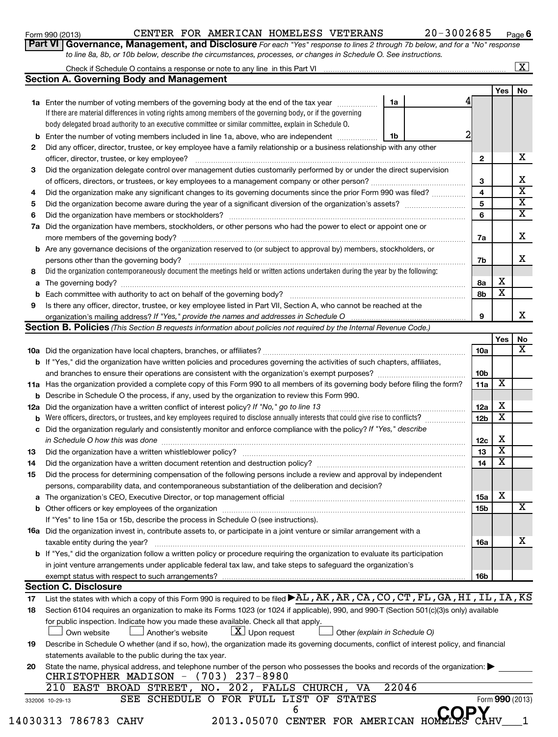Form 990 (2013) CENTER FOR AMERICAN HOMELESS VETERANS 20-3002685 Page 6

**Part VI Governance, Management, and Disclosure** *For each "Yes" response to lines 2 through 7b below, and for a "No" response to line 8a, 8b, or 10b below, describe the circumstances, processes, or changes in Schedule O. See instructions.*

Check if Schedule O contains a response or note to any line in this Part VI ..... [X]

## Section A. Governing Body and Management

| | | | Yes | No |
|---|---|---|---|---|
| **1a** | Enter the number of voting members of the governing body at the end of the tax year ..... **1a** 4<br>If there are material differences in voting rights among members of the governing body, or if the governing body delegated broad authority to an executive committee or similar committee, explain in Schedule O. | | | |
| **b** | Enter the number of voting members included in line 1a, above, who are independent ..... **1b** 2 | | | |
| **2** | Did any officer, director, trustee, or key employee have a family relationship or a business relationship with any other officer, director, trustee, or key employee? | 2 | | X |
| **3** | Did the organization delegate control over management duties customarily performed by or under the direct supervision of officers, directors, or trustees, or key employees to a management company or other person? | 3 | | X |
| **4** | Did the organization make any significant changes to its governing documents since the prior Form 990 was filed? | 4 | | X |
| **5** | Did the organization become aware during the year of a significant diversion of the organization's assets? | 5 | | X |
| **6** | Did the organization have members or stockholders? | 6 | | X |
| **7a** | Did the organization have members, stockholders, or other persons who had the power to elect or appoint one or more members of the governing body? | 7a | | X |
| **b** | Are any governance decisions of the organization reserved to (or subject to approval by) members, stockholders, or persons other than the governing body? | 7b | | X |
| **8** | Did the organization contemporaneously document the meetings held or written actions undertaken during the year by the following: | | | |
| **a** | The governing body? | 8a | X | |
| **b** | Each committee with authority to act on behalf of the governing body? | 8b | X | |
| **9** | Is there any officer, director, trustee, or key employee listed in Part VII, Section A, who cannot be reached at the organization's mailing address? *If "Yes," provide the names and addresses in Schedule O* | 9 | | X |

## Section B. Policies *(This Section B requests information about policies not required by the Internal Revenue Code.)*

| | | | Yes | No |
|---|---|---|---|---|
| **10a** | Did the organization have local chapters, branches, or affiliates? | 10a | | X |
| **b** | If "Yes," did the organization have written policies and procedures governing the activities of such chapters, affiliates, and branches to ensure their operations are consistent with the organization's exempt purposes? | 10b | | |
| **11a** | Has the organization provided a complete copy of this Form 990 to all members of its governing body before filing the form? | 11a | X | |
| **b** | Describe in Schedule O the process, if any, used by the organization to review this Form 990. | | | |
| **12a** | Did the organization have a written conflict of interest policy? *If "No," go to line 13* | 12a | X | |
| **b** | Were officers, directors, or trustees, and key employees required to disclose annually interests that could give rise to conflicts? | 12b | X | |
| **c** | Did the organization regularly and consistently monitor and enforce compliance with the policy? *If "Yes," describe in Schedule O how this was done* | 12c | X | |
| **13** | Did the organization have a written whistleblower policy? | 13 | X | |
| **14** | Did the organization have a written document retention and destruction policy? | 14 | X | |
| **15** | Did the process for determining compensation of the following persons include a review and approval by independent persons, comparability data, and contemporaneous substantiation of the deliberation and decision? | | | |
| **a** | The organization's CEO, Executive Director, or top management official | 15a | X | |
| **b** | Other officers or key employees of the organization | 15b | | X |
| | If "Yes" to line 15a or 15b, describe the process in Schedule O (see instructions). | | | |
| **16a** | Did the organization invest in, contribute assets to, or participate in a joint venture or similar arrangement with a taxable entity during the year? | 16a | | X |
| **b** | If "Yes," did the organization follow a written policy or procedure requiring the organization to evaluate its participation in joint venture arrangements under applicable federal tax law, and take steps to safeguard the organization's exempt status with respect to such arrangements? | 16b | | |

## Section C. Disclosure

**17** List the states with which a copy of this Form 990 is required to be filed ▶ AL,AK,AR,CA,CO,CT,FL,GA,HI,IL,IA,KS

**18** Section 6104 requires an organization to make its Forms 1023 (or 1024 if applicable), 990, and 990-T (Section 501(c)(3)s only) available for public inspection. Indicate how you made these available. Check all that apply.

[ ] Own website [ ] Another's website [X] Upon request [ ] Other *(explain in Schedule O)*

**19** Describe in Schedule O whether (and if so, how), the organization made its governing documents, conflict of interest policy, and financial statements available to the public during the tax year.

**20** State the name, physical address, and telephone number of the person who possesses the books and records of the organization: ▶

CHRISTOPHER MADISON - (703) 237-8980
210 EAST BROAD STREET, NO. 202, FALLS CHURCH, VA 22046

SEE SCHEDULE O FOR FULL LIST OF STATES

332006 10-29-13 Form **990** (2013)

COPY

14030313 786783 CAHV 2013.05070 CENTER FOR AMERICAN HOMELESS CAHV___1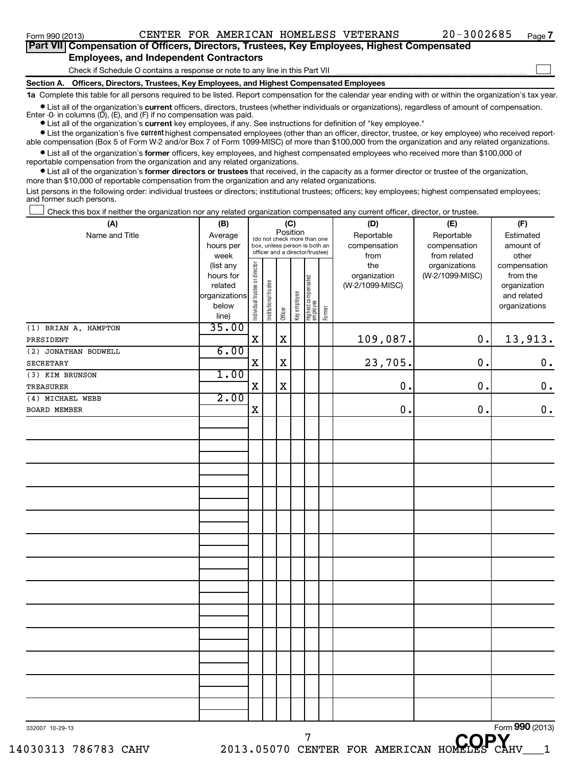Form 990 (2013) CENTER FOR AMERICAN HOMELESS VETERANS 20-3002685

## Part VII Compensation of Officers, Directors, Trustees, Key Employees, Highest Compensated Employees, and Independent Contractors

Check if Schedule O contains a response or note to any line in this Part VII ☐

### Section A. Officers, Directors, Trustees, Key Employees, and Highest Compensated Employees

**1a** Complete this table for all persons required to be listed. Report compensation for the calendar year ending with or within the organization's tax year.

- List all of the organization's **current** officers, directors, trustees (whether individuals or organizations), regardless of amount of compensation. Enter -0- in columns (D), (E), and (F) if no compensation was paid.
- List all of the organization's **current** key employees, if any. See instructions for definition of "key employee."
- List the organization's five **current** highest compensated employees (other than an officer, director, trustee, or key employee) who received reportable compensation (Box 5 of Form W-2 and/or Box 7 of Form 1099-MISC) of more than $100,000 from the organization and any related organizations.
- List all of the organization's **former** officers, key employees, and highest compensated employees who received more than $100,000 of reportable compensation from the organization and any related organizations.
- List all of the organization's **former directors or trustees** that received, in the capacity as a former director or trustee of the organization, more than $10,000 of reportable compensation from the organization and any related organizations.

List persons in the following order: individual trustees or directors; institutional trustees; officers; key employees; highest compensated employees; and former such persons.

☐ Check this box if neither the organization nor any related organization compensated any current officer, director, or trustee.

| (A) Name and Title | (B) Average hours per week (list any hours for related organizations below line) | (C) Position: Individual trustee or director | Institutional trustee | Officer | Key employee | Highest compensated employee | Former | (D) Reportable compensation from the organization (W-2/1099-MISC) | (E) Reportable compensation from related organizations (W-2/1099-MISC) | (F) Estimated amount of other compensation from the organization and related organizations |
|---|---|---|---|---|---|---|---|---|---|---|
| (1) BRIAN A. HAMPTON<br>PRESIDENT | 35.00 | X | | X | | | | 109,087. | 0. | 13,913. |
| (2) JONATHAN BODWELL<br>SECRETARY | 6.00 | X | | X | | | | 23,705. | 0. | 0. |
| (3) KIM BRUNSON<br>TREASURER | 1.00 | X | | X | | | | 0. | 0. | 0. |
| (4) MICHAEL WEBB<br>BOARD MEMBER | 2.00 | X | | | | | | 0. | 0. | 0. |

332007 10-29-13

Form **990** (2013)

14030313 786783 CAHV 2013.05070 CENTER FOR AMERICAN HOMELESS CAHV___1

COPY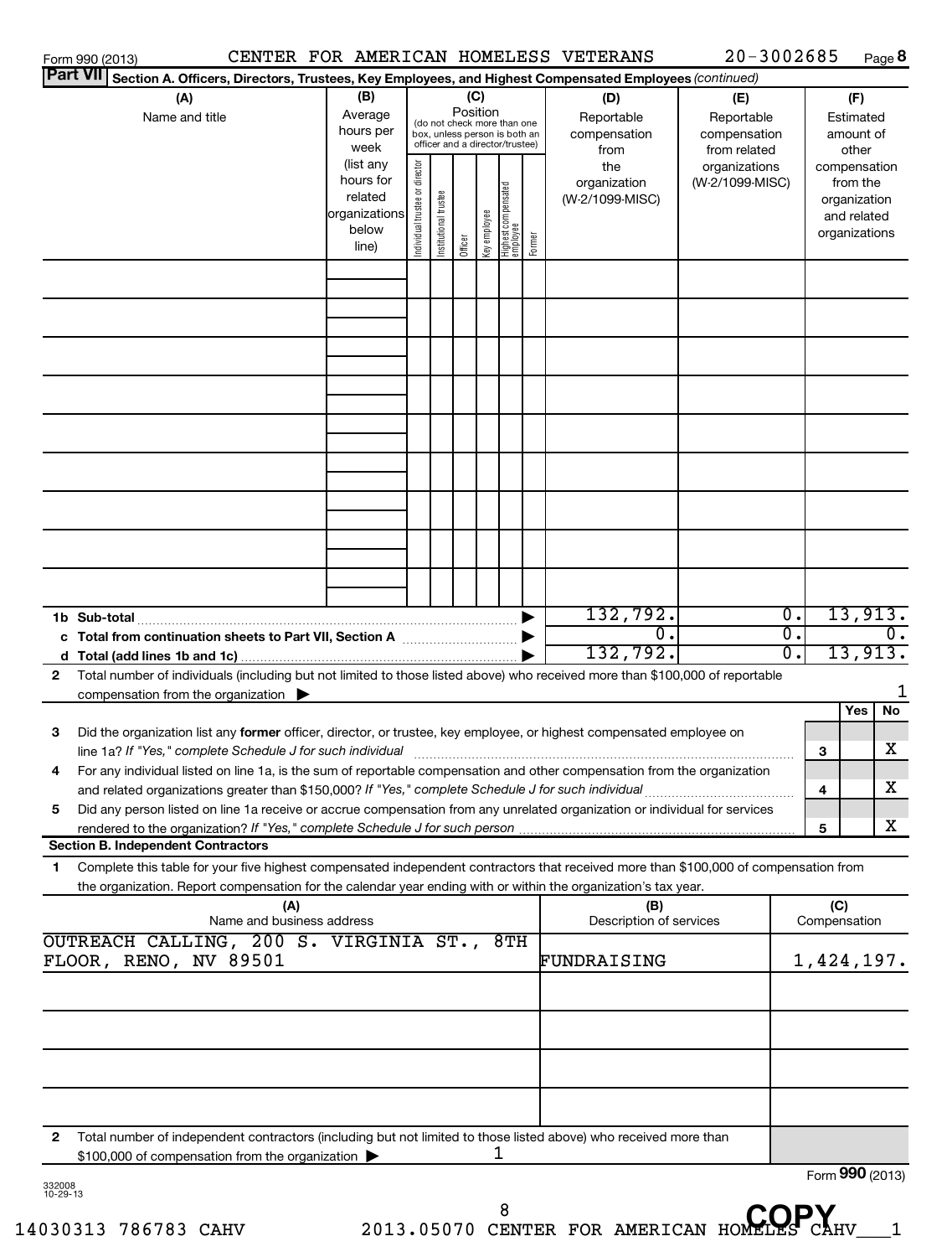Form 990 (2013) CENTER FOR AMERICAN HOMELESS VETERANS 20-3002685 Page **8**

**Part VII** **Section A. Officers, Directors, Trustees, Key Employees, and Highest Compensated Employees** *(continued)*

| (A) Name and title | (B) Average hours per week (list any hours for related organizations below line) | (C) Position (do not check more than one box, unless person is both an officer and a director/trustee) | | | | | | (D) Reportable compensation from the organization (W-2/1099-MISC) | (E) Reportable compensation from related organizations (W-2/1099-MISC) | (F) Estimated amount of other compensation from the organization and related organizations |
|---|---|---|---|---|---|---|---|---|---|---|
| | | Individual trustee or director | Institutional trustee | Officer | Key employee | Highest compensated employee | Former | | | |
| | | | | | | | | | | |
| | | | | | | | | | | |
| | | | | | | | | | | |
| | | | | | | | | | | |
| | | | | | | | | | | |
| | | | | | | | | | | |
| | | | | | | | | | | |
| | | | | | | | | | | |
| | | | | | | | | | | |
| **1b Sub-total** | | | | | | | | 132,792. | 0. | 13,913. |
| **c Total from continuation sheets to Part VII, Section A** | | | | | | | | 0. | 0. | 0. |
| **d Total (add lines 1b and 1c)** | | | | | | | | 132,792. | 0. | 13,913. |

**2** Total number of individuals (including but not limited to those listed above) who received more than $100,000 of reportable compensation from the organization ▶ 1

| | | | Yes | No |
|---|---|---|---|---|
| **3** | Did the organization list any **former** officer, director, or trustee, key employee, or highest compensated employee on line 1a? *If "Yes," complete Schedule J for such individual* | 3 | | X |
| **4** | For any individual listed on line 1a, is the sum of reportable compensation and other compensation from the organization and related organizations greater than $150,000? *If "Yes," complete Schedule J for such individual* | 4 | | X |
| **5** | Did any person listed on line 1a receive or accrue compensation from any unrelated organization or individual for services rendered to the organization? *If "Yes," complete Schedule J for such person* | 5 | | X |

**Section B. Independent Contractors**

**1** Complete this table for your five highest compensated independent contractors that received more than $100,000 of compensation from the organization. Report compensation for the calendar year ending with or within the organization's tax year.

| (A) Name and business address | (B) Description of services | (C) Compensation |
|---|---|---|
| OUTREACH CALLING, 200 S. VIRGINIA ST., 8TH FLOOR, RENO, NV 89501 | FUNDRAISING | 1,424,197. |
| | | |
| | | |
| | | |
| | | |

**2** Total number of independent contractors (including but not limited to those listed above) who received more than $100,000 of compensation from the organization ▶ 1

Form **990** (2013)

332008 10-29-13

14030313 786783 CAHV 2013.05070 CENTER FOR AMERICAN HOMELES CAHV___1

COPY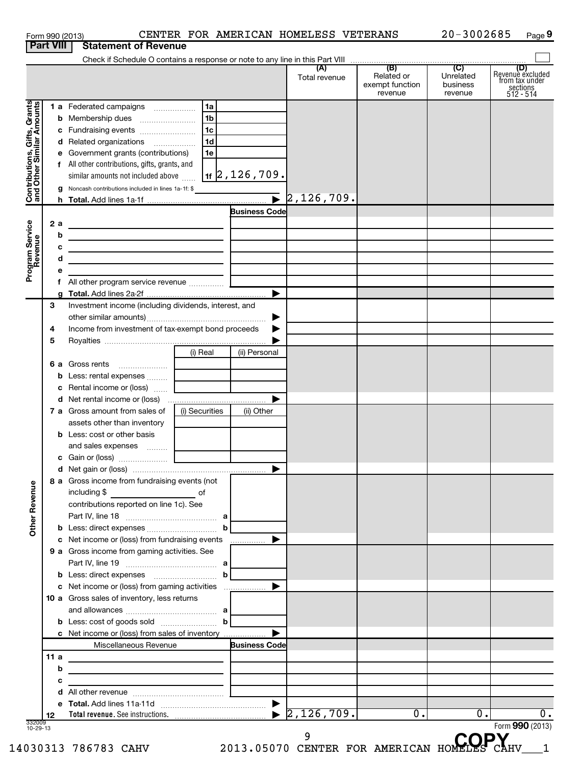Form 990 (2013) CENTER FOR AMERICAN HOMELESS VETERANS 20-3002685 Page 9

**Part VIII Statement of Revenue**

Check if Schedule O contains a response or note to any line in this Part VIII

| | | | (A) Total revenue | (B) Related or exempt function revenue | (C) Unrelated business revenue | (D) Revenue excluded from tax under sections 512 - 514 |
|---|---|---|---|---|---|---|
| **Contributions, Gifts, Grants and Other Similar Amounts** | 1a Federated campaigns | 1a | | | | |
| | b Membership dues | 1b | | | | |
| | c Fundraising events | 1c | | | | |
| | d Related organizations | 1d | | | | |
| | e Government grants (contributions) | 1e | | | | |
| | f All other contributions, gifts, grants, and similar amounts not included above | 1f 2,126,709. | | | | |
| | g Noncash contributions included in lines 1a-1f: $ | | | | | |
| | h **Total.** Add lines 1a-1f | | 2,126,709. | | | |
| **Program Service Revenue** | | **Business Code** | | | | |
| | 2a | | | | | |
| | b | | | | | |
| | c | | | | | |
| | d | | | | | |
| | e | | | | | |
| | f All other program service revenue | | | | | |
| | g **Total.** Add lines 2a-2f | | | | | |
| **Other Revenue** | 3 Investment income (including dividends, interest, and other similar amounts) | | | | | |
| | 4 Income from investment of tax-exempt bond proceeds | | | | | |
| | 5 Royalties | | | | | |
| | | (i) Real / (ii) Personal | | | | |
| | 6a Gross rents | | | | | |
| | b Less: rental expenses | | | | | |
| | c Rental income or (loss) | | | | | |
| | d Net rental income or (loss) | | | | | |
| | | (i) Securities / (ii) Other | | | | |
| | 7a Gross amount from sales of assets other than inventory | | | | | |
| | b Less: cost or other basis and sales expenses | | | | | |
| | c Gain or (loss) | | | | | |
| | d Net gain or (loss) | | | | | |
| | 8a Gross income from fundraising events (not including $ of contributions reported on line 1c). See Part IV, line 18 — a | | | | | |
| | b Less: direct expenses — b | | | | | |
| | c Net income or (loss) from fundraising events | | | | | |
| | 9a Gross income from gaming activities. See Part IV, line 19 — a | | | | | |
| | b Less: direct expenses — b | | | | | |
| | c Net income or (loss) from gaming activities | | | | | |
| | 10a Gross sales of inventory, less returns and allowances — a | | | | | |
| | b Less: cost of goods sold — b | | | | | |
| | c Net income or (loss) from sales of inventory | | | | | |
| | Miscellaneous Revenue | **Business Code** | | | | |
| | 11a | | | | | |
| | b | | | | | |
| | c | | | | | |
| | d All other revenue | | | | | |
| | e **Total.** Add lines 11a-11d | | | | | |
| | 12 **Total revenue.** See instructions. | | 2,126,709. | 0. | 0. | 0. |

332009 10-29-13

Form **990** (2013)

14030313 786783 CAHV 2013.05070 CENTER FOR AMERICAN HOMELESS CAHV___1

COPY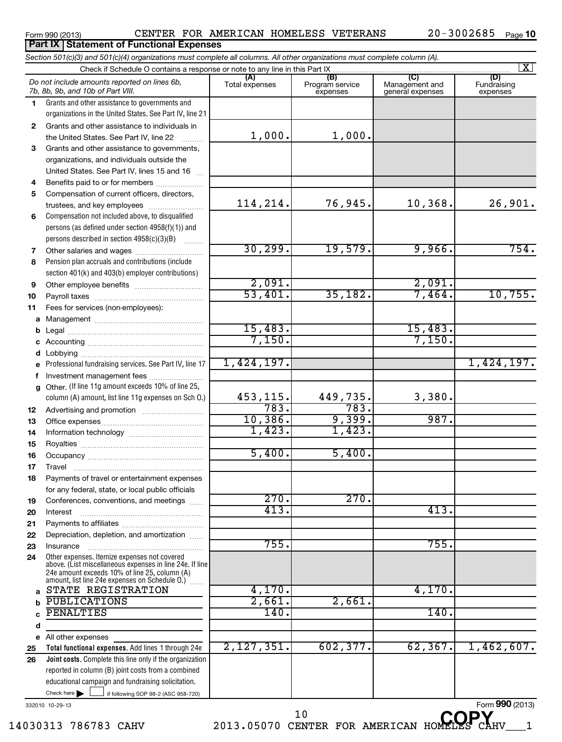Form 990 (2013) CENTER FOR AMERICAN HOMELESS VETERANS 20-3002685 Page 10

## Part IX Statement of Functional Expenses

*Section 501(c)(3) and 501(c)(4) organizations must complete all columns. All other organizations must complete column (A).*

Check if Schedule O contains a response or note to any line in this Part IX [X]

| | *Do not include amounts reported on lines 6b, 7b, 8b, 9b, and 10b of Part VIII.* | (A) Total expenses | (B) Program service expenses | (C) Management and general expenses | (D) Fundraising expenses |
|---|---|---|---|---|---|
| 1 | Grants and other assistance to governments and organizations in the United States. See Part IV, line 21 | | | | |
| 2 | Grants and other assistance to individuals in the United States. See Part IV, line 22 | 1,000. | 1,000. | | |
| 3 | Grants and other assistance to governments, organizations, and individuals outside the United States. See Part IV, lines 15 and 16 | | | | |
| 4 | Benefits paid to or for members | | | | |
| 5 | Compensation of current officers, directors, trustees, and key employees | 114,214. | 76,945. | 10,368. | 26,901. |
| 6 | Compensation not included above, to disqualified persons (as defined under section 4958(f)(1)) and persons described in section 4958(c)(3)(B) | | | | |
| 7 | Other salaries and wages | 30,299. | 19,579. | 9,966. | 754. |
| 8 | Pension plan accruals and contributions (include section 401(k) and 403(b) employer contributions) | | | | |
| 9 | Other employee benefits | 2,091. | | 2,091. | |
| 10 | Payroll taxes | 53,401. | 35,182. | 7,464. | 10,755. |
| 11 | Fees for services (non-employees): | | | | |
| a | Management | | | | |
| b | Legal | 15,483. | | 15,483. | |
| c | Accounting | 7,150. | | 7,150. | |
| d | Lobbying | | | | |
| e | Professional fundraising services. See Part IV, line 17 | 1,424,197. | | | 1,424,197. |
| f | Investment management fees | | | | |
| g | Other. (If line 11g amount exceeds 10% of line 25, column (A) amount, list line 11g expenses on Sch O.) | 453,115. | 449,735. | 3,380. | |
| 12 | Advertising and promotion | 783. | 783. | | |
| 13 | Office expenses | 10,386. | 9,399. | 987. | |
| 14 | Information technology | 1,423. | 1,423. | | |
| 15 | Royalties | | | | |
| 16 | Occupancy | 5,400. | 5,400. | | |
| 17 | Travel | | | | |
| 18 | Payments of travel or entertainment expenses for any federal, state, or local public officials | | | | |
| 19 | Conferences, conventions, and meetings | 270. | 270. | | |
| 20 | Interest | 413. | | 413. | |
| 21 | Payments to affiliates | | | | |
| 22 | Depreciation, depletion, and amortization | | | | |
| 23 | Insurance | 755. | | 755. | |
| 24 | Other expenses. Itemize expenses not covered above. (List miscellaneous expenses in line 24e. If line 24e amount exceeds 10% of line 25, column (A) amount, list line 24e expenses on Schedule O.) | | | | |
| a | STATE REGISTRATION | 4,170. | | 4,170. | |
| b | PUBLICATIONS | 2,661. | 2,661. | | |
| c | PENALTIES | 140. | | 140. | |
| d | | | | | |
| e | All other expenses | | | | |
| 25 | **Total functional expenses.** Add lines 1 through 24e | 2,127,351. | 602,377. | 62,367. | 1,462,607. |
| 26 | **Joint costs.** Complete this line only if the organization reported in column (B) joint costs from a combined educational campaign and fundraising solicitation. Check here [ ] if following SOP 98-2 (ASC 958-720) | | | | |

332010 10-29-13 Form **990** (2013)

14030313 786783 CAHV 2013.05070 CENTER FOR AMERICAN HOMELESS CAHV___1

COPY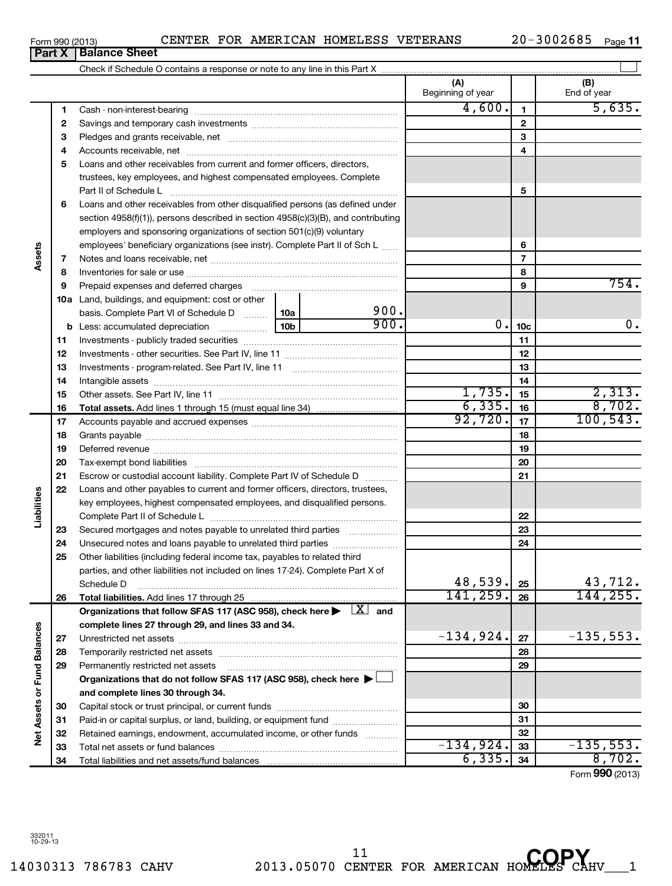Form 990 (2013) CENTER FOR AMERICAN HOMELESS VETERANS 20-3002685

## Part X Balance Sheet

Check if Schedule O contains a response or note to any line in this Part X ☐

| | | | (A) Beginning of year | | (B) End of year |
|---|---|---|---|---|---|
| **Assets** | 1 | Cash - non-interest-bearing | 4,600. | 1 | 5,635. |
| | 2 | Savings and temporary cash investments | | 2 | |
| | 3 | Pledges and grants receivable, net | | 3 | |
| | 4 | Accounts receivable, net | | 4 | |
| | 5 | Loans and other receivables from current and former officers, directors, trustees, key employees, and highest compensated employees. Complete Part II of Schedule L | | 5 | |
| | 6 | Loans and other receivables from other disqualified persons (as defined under section 4958(f)(1)), persons described in section 4958(c)(3)(B), and contributing employers and sponsoring organizations of section 501(c)(9) voluntary employees' beneficiary organizations (see instr). Complete Part II of Sch L | | 6 | |
| | 7 | Notes and loans receivable, net | | 7 | |
| | 8 | Inventories for sale or use | | 8 | |
| | 9 | Prepaid expenses and deferred charges | | 9 | 754. |
| | 10a | Land, buildings, and equipment: cost or other basis. Complete Part VI of Schedule D — 10a: 900. | | | |
| | b | Less: accumulated depreciation — 10b: 900. | 0. | 10c | 0. |
| | 11 | Investments - publicly traded securities | | 11 | |
| | 12 | Investments - other securities. See Part IV, line 11 | | 12 | |
| | 13 | Investments - program-related. See Part IV, line 11 | | 13 | |
| | 14 | Intangible assets | | 14 | |
| | 15 | Other assets. See Part IV, line 11 | 1,735. | 15 | 2,313. |
| | 16 | **Total assets.** Add lines 1 through 15 (must equal line 34) | 6,335. | 16 | 8,702. |
| **Liabilities** | 17 | Accounts payable and accrued expenses | 92,720. | 17 | 100,543. |
| | 18 | Grants payable | | 18 | |
| | 19 | Deferred revenue | | 19 | |
| | 20 | Tax-exempt bond liabilities | | 20 | |
| | 21 | Escrow or custodial account liability. Complete Part IV of Schedule D | | 21 | |
| | 22 | Loans and other payables to current and former officers, directors, trustees, key employees, highest compensated employees, and disqualified persons. Complete Part II of Schedule L | | 22 | |
| | 23 | Secured mortgages and notes payable to unrelated third parties | | 23 | |
| | 24 | Unsecured notes and loans payable to unrelated third parties | | 24 | |
| | 25 | Other liabilities (including federal income tax, payables to related third parties, and other liabilities not included on lines 17-24). Complete Part X of Schedule D | 48,539. | 25 | 43,712. |
| | 26 | **Total liabilities.** Add lines 17 through 25 | 141,259. | 26 | 144,255. |
| **Net Assets or Fund Balances** | | **Organizations that follow SFAS 117 (ASC 958), check here ▶ ☒ and complete lines 27 through 29, and lines 33 and 34.** | | | |
| | 27 | Unrestricted net assets | -134,924. | 27 | -135,553. |
| | 28 | Temporarily restricted net assets | | 28 | |
| | 29 | Permanently restricted net assets | | 29 | |
| | | **Organizations that do not follow SFAS 117 (ASC 958), check here ▶ ☐ and complete lines 30 through 34.** | | | |
| | 30 | Capital stock or trust principal, or current funds | | 30 | |
| | 31 | Paid-in or capital surplus, or land, building, or equipment fund | | 31 | |
| | 32 | Retained earnings, endowment, accumulated income, or other funds | | 32 | |
| | 33 | Total net assets or fund balances | -134,924. | 33 | -135,553. |
| | 34 | Total liabilities and net assets/fund balances | 6,335. | 34 | 8,702. |

Form **990** (2013)

332011 10-29-13

14030313 786783 CAHV 2013.05070 CENTER FOR AMERICAN HOMELES CAHV___1

COPY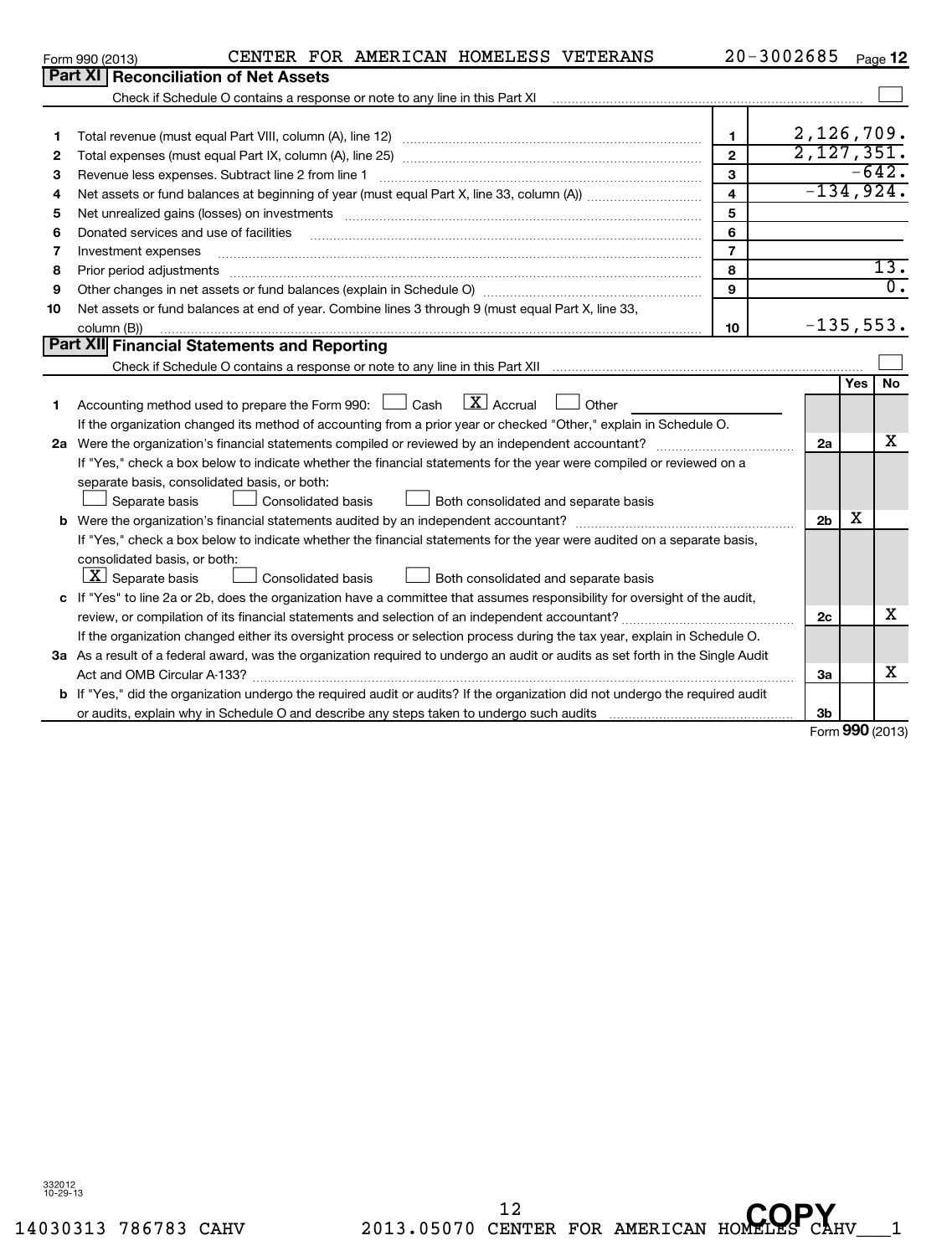Form 990 (2013) CENTER FOR AMERICAN HOMELESS VETERANS 20-3002685

## Part XI Reconciliation of Net Assets

Check if Schedule O contains a response or note to any line in this Part XI ☐

| | | | |
|---|---|---|---|
| 1 | Total revenue (must equal Part VIII, column (A), line 12) | 1 | 2,126,709. |
| 2 | Total expenses (must equal Part IX, column (A), line 25) | 2 | 2,127,351. |
| 3 | Revenue less expenses. Subtract line 2 from line 1 | 3 | -642. |
| 4 | Net assets or fund balances at beginning of year (must equal Part X, line 33, column (A)) | 4 | -134,924. |
| 5 | Net unrealized gains (losses) on investments | 5 | |
| 6 | Donated services and use of facilities | 6 | |
| 7 | Investment expenses | 7 | |
| 8 | Prior period adjustments | 8 | 13. |
| 9 | Other changes in net assets or fund balances (explain in Schedule O) | 9 | 0. |
| 10 | Net assets or fund balances at end of year. Combine lines 3 through 9 (must equal Part X, line 33, column (B)) | 10 | -135,553. |

## Part XII Financial Statements and Reporting

Check if Schedule O contains a response or note to any line in this Part XII ☐

| | | | Yes | No |
|---|---|---|---|---|
| 1 | Accounting method used to prepare the Form 990: ☐ Cash ☒ Accrual ☐ Other<br>If the organization changed its method of accounting from a prior year or checked "Other," explain in Schedule O. | | | |
| 2a | Were the organization's financial statements compiled or reviewed by an independent accountant?<br>If "Yes," check a box below to indicate whether the financial statements for the year were compiled or reviewed on a separate basis, consolidated basis, or both:<br>☐ Separate basis ☐ Consolidated basis ☐ Both consolidated and separate basis | 2a | | X |
| b | Were the organization's financial statements audited by an independent accountant?<br>If "Yes," check a box below to indicate whether the financial statements for the year were audited on a separate basis, consolidated basis, or both:<br>☒ Separate basis ☐ Consolidated basis ☐ Both consolidated and separate basis | 2b | X | |
| c | If "Yes" to line 2a or 2b, does the organization have a committee that assumes responsibility for oversight of the audit, review, or compilation of its financial statements and selection of an independent accountant?<br>If the organization changed either its oversight process or selection process during the tax year, explain in Schedule O. | 2c | | X |
| 3a | As a result of a federal award, was the organization required to undergo an audit or audits as set forth in the Single Audit Act and OMB Circular A-133? | 3a | | X |
| b | If "Yes," did the organization undergo the required audit or audits? If the organization did not undergo the required audit or audits, explain why in Schedule O and describe any steps taken to undergo such audits | 3b | | |

Form 990 (2013)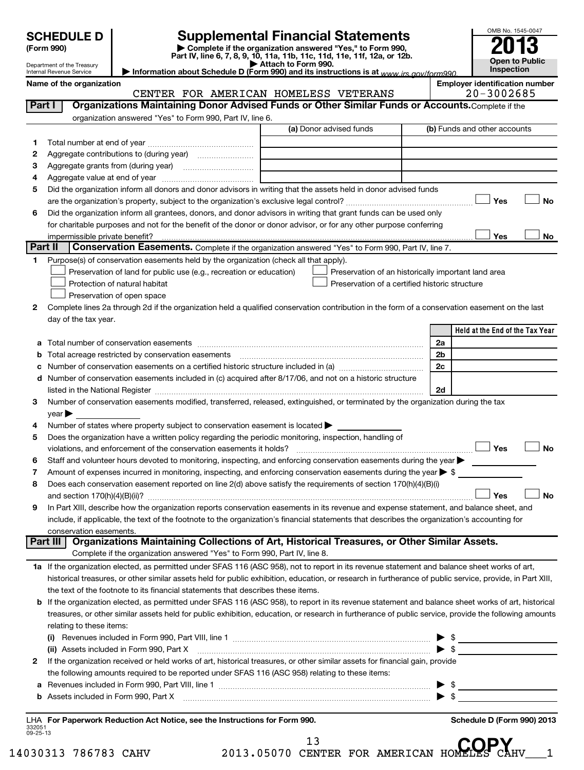**SCHEDULE D (Form 990)**

Department of the Treasury
Internal Revenue Service

# Supplemental Financial Statements

▶ Complete if the organization answered "Yes," to Form 990, Part IV, line 6, 7, 8, 9, 10, 11a, 11b, 11c, 11d, 11e, 11f, 12a, or 12b.
▶ Attach to Form 990.
▶ Information about Schedule D (Form 990) and its instructions is at www.irs.gov/form990.

OMB No. 1545-0047
**2013**
**Open to Public Inspection**

**Name of the organization:** CENTER FOR AMERICAN HOMELESS VETERANS
**Employer identification number:** 20-3002685

## Part I — Organizations Maintaining Donor Advised Funds or Other Similar Funds or Accounts.

Complete if the organization answered "Yes" to Form 990, Part IV, line 6.

| | | (a) Donor advised funds | (b) Funds and other accounts |
|---|---|---|---|
| 1 | Total number at end of year | | |
| 2 | Aggregate contributions to (during year) | | |
| 3 | Aggregate grants from (during year) | | |
| 4 | Aggregate value at end of year | | |

5 Did the organization inform all donors and donor advisors in writing that the assets held in donor advised funds are the organization's property, subject to the organization's exclusive legal control? ☐ Yes ☐ No

6 Did the organization inform all grantees, donors, and donor advisors in writing that grant funds can be used only for charitable purposes and not for the benefit of the donor or donor advisor, or for any other purpose conferring impermissible private benefit? ☐ Yes ☐ No

## Part II — Conservation Easements.

Complete if the organization answered "Yes" to Form 990, Part IV, line 7.

1 Purpose(s) of conservation easements held by the organization (check all that apply).

- ☐ Preservation of land for public use (e.g., recreation or education)
- ☐ Protection of natural habitat
- ☐ Preservation of open space
- ☐ Preservation of an historically important land area
- ☐ Preservation of a certified historic structure

2 Complete lines 2a through 2d if the organization held a qualified conservation contribution in the form of a conservation easement on the last day of the tax year.

| | | | Held at the End of the Tax Year |
|---|---|---|---|
| a | Total number of conservation easements | 2a | |
| b | Total acreage restricted by conservation easements | 2b | |
| c | Number of conservation easements on a certified historic structure included in (a) | 2c | |
| d | Number of conservation easements included in (c) acquired after 8/17/06, and not on a historic structure listed in the National Register | 2d | |

3 Number of conservation easements modified, transferred, released, extinguished, or terminated by the organization during the tax year ▶

4 Number of states where property subject to conservation easement is located ▶

5 Does the organization have a written policy regarding the periodic monitoring, inspection, handling of violations, and enforcement of the conservation easements it holds? ☐ Yes ☐ No

6 Staff and volunteer hours devoted to monitoring, inspecting, and enforcing conservation easements during the year ▶

7 Amount of expenses incurred in monitoring, inspecting, and enforcing conservation easements during the year ▶ $

8 Does each conservation easement reported on line 2(d) above satisfy the requirements of section 170(h)(4)(B)(i) and section 170(h)(4)(B)(ii)? ☐ Yes ☐ No

9 In Part XIII, describe how the organization reports conservation easements in its revenue and expense statement, and balance sheet, and include, if applicable, the text of the footnote to the organization's financial statements that describes the organization's accounting for conservation easements.

## Part III — Organizations Maintaining Collections of Art, Historical Treasures, or Other Similar Assets.

Complete if the organization answered "Yes" to Form 990, Part IV, line 8.

1a If the organization elected, as permitted under SFAS 116 (ASC 958), not to report in its revenue statement and balance sheet works of art, historical treasures, or other similar assets held for public exhibition, education, or research in furtherance of public service, provide, in Part XIII, the text of the footnote to its financial statements that describes these items.

b If the organization elected, as permitted under SFAS 116 (ASC 958), to report in its revenue statement and balance sheet works of art, historical treasures, or other similar assets held for public exhibition, education, or research in furtherance of public service, provide the following amounts relating to these items:

(i) Revenues included in Form 990, Part VIII, line 1 ▶ $

(ii) Assets included in Form 990, Part X ▶ $

2 If the organization received or held works of art, historical treasures, or other similar assets for financial gain, provide the following amounts required to be reported under SFAS 116 (ASC 958) relating to these items:

a Revenues included in Form 990, Part VIII, line 1 ▶ $

b Assets included in Form 990, Part X ▶ $

LHA For Paperwork Reduction Act Notice, see the Instructions for Form 990. — Schedule D (Form 990) 2013

332051 09-25-13

14030313 786783 CAHV 2013.05070 CENTER FOR AMERICAN HOMELESS CAHV___1

COPY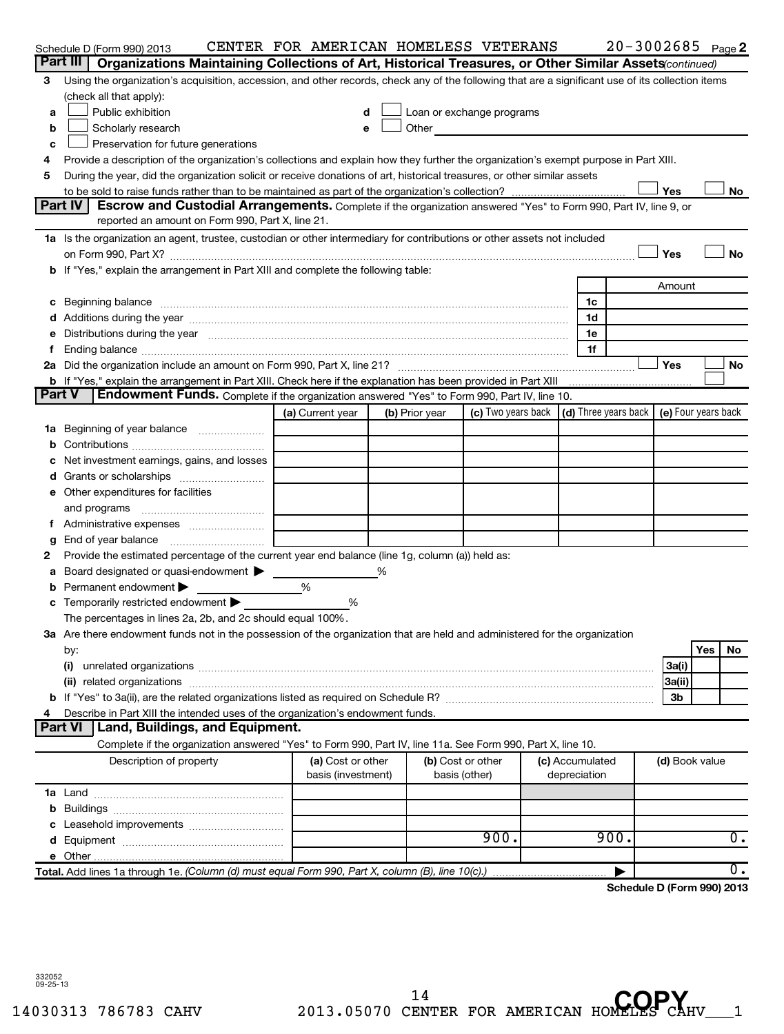Schedule D (Form 990) 2013 CENTER FOR AMERICAN HOMELESS VETERANS 20-3002685 Page 2

## Part III Organizations Maintaining Collections of Art, Historical Treasures, or Other Similar Assets *(continued)*

3 Using the organization's acquisition, accession, and other records, check any of the following that are a significant use of its collection items (check all that apply):

- a ☐ Public exhibition
- b ☐ Scholarly research
- c ☐ Preservation for future generations
- d ☐ Loan or exchange programs
- e ☐ Other

4 Provide a description of the organization's collections and explain how they further the organization's exempt purpose in Part XIII.

5 During the year, did the organization solicit or receive donations of art, historical treasures, or other similar assets to be sold to raise funds rather than to be maintained as part of the organization's collection? ☐ Yes ☐ No

## Part IV Escrow and Custodial Arrangements.

Complete if the organization answered "Yes" to Form 990, Part IV, line 9, or reported an amount on Form 990, Part X, line 21.

1a Is the organization an agent, trustee, custodian or other intermediary for contributions or other assets not included on Form 990, Part X? ☐ Yes ☐ No

b If "Yes," explain the arrangement in Part XIII and complete the following table:

| | | Amount |
|---|---|---|
| c Beginning balance | 1c | |
| d Additions during the year | 1d | |
| e Distributions during the year | 1e | |
| f Ending balance | 1f | |

2a Did the organization include an amount on Form 990, Part X, line 21? ☐ Yes ☐ No

b If "Yes," explain the arrangement in Part XIII. Check here if the explanation has been provided in Part XIII ☐

## Part V Endowment Funds.

Complete if the organization answered "Yes" to Form 990, Part IV, line 10.

| | (a) Current year | (b) Prior year | (c) Two years back | (d) Three years back | (e) Four years back |
|---|---|---|---|---|---|
| 1a Beginning of year balance | | | | | |
| b Contributions | | | | | |
| c Net investment earnings, gains, and losses | | | | | |
| d Grants or scholarships | | | | | |
| e Other expenditures for facilities and programs | | | | | |
| f Administrative expenses | | | | | |
| g End of year balance | | | | | |

2 Provide the estimated percentage of the current year end balance (line 1g, column (a)) held as:

- a Board designated or quasi-endowment ▶ ______ %
- b Permanent endowment ▶ ______ %
- c Temporarily restricted endowment ▶ ______ %

The percentages in lines 2a, 2b, and 2c should equal 100%.

3a Are there endowment funds not in the possession of the organization that are held and administered for the organization by:

| | | Yes | No |
|---|---|---|---|
| (i) unrelated organizations | 3a(i) | | |
| (ii) related organizations | 3a(ii) | | |
| b If "Yes" to 3a(ii), are the related organizations listed as required on Schedule R? | 3b | | |

4 Describe in Part XIII the intended uses of the organization's endowment funds.

## Part VI Land, Buildings, and Equipment.

Complete if the organization answered "Yes" to Form 990, Part IV, line 11a. See Form 990, Part X, line 10.

| Description of property | (a) Cost or other basis (investment) | (b) Cost or other basis (other) | (c) Accumulated depreciation | (d) Book value |
|---|---|---|---|---|
| 1a Land | | | | |
| b Buildings | | | | |
| c Leasehold improvements | | | | |
| d Equipment | | 900. | 900. | 0. |
| e Other | | | | |
| **Total.** Add lines 1a through 1e. *(Column (d) must equal Form 990, Part X, column (B), line 10(c).)* ▶ | | | | 0. |

**Schedule D (Form 990) 2013**

332052 09-25-13

14030313 786783 CAHV 2013.05070 CENTER FOR AMERICAN HOMELESS CAHV___1

COPY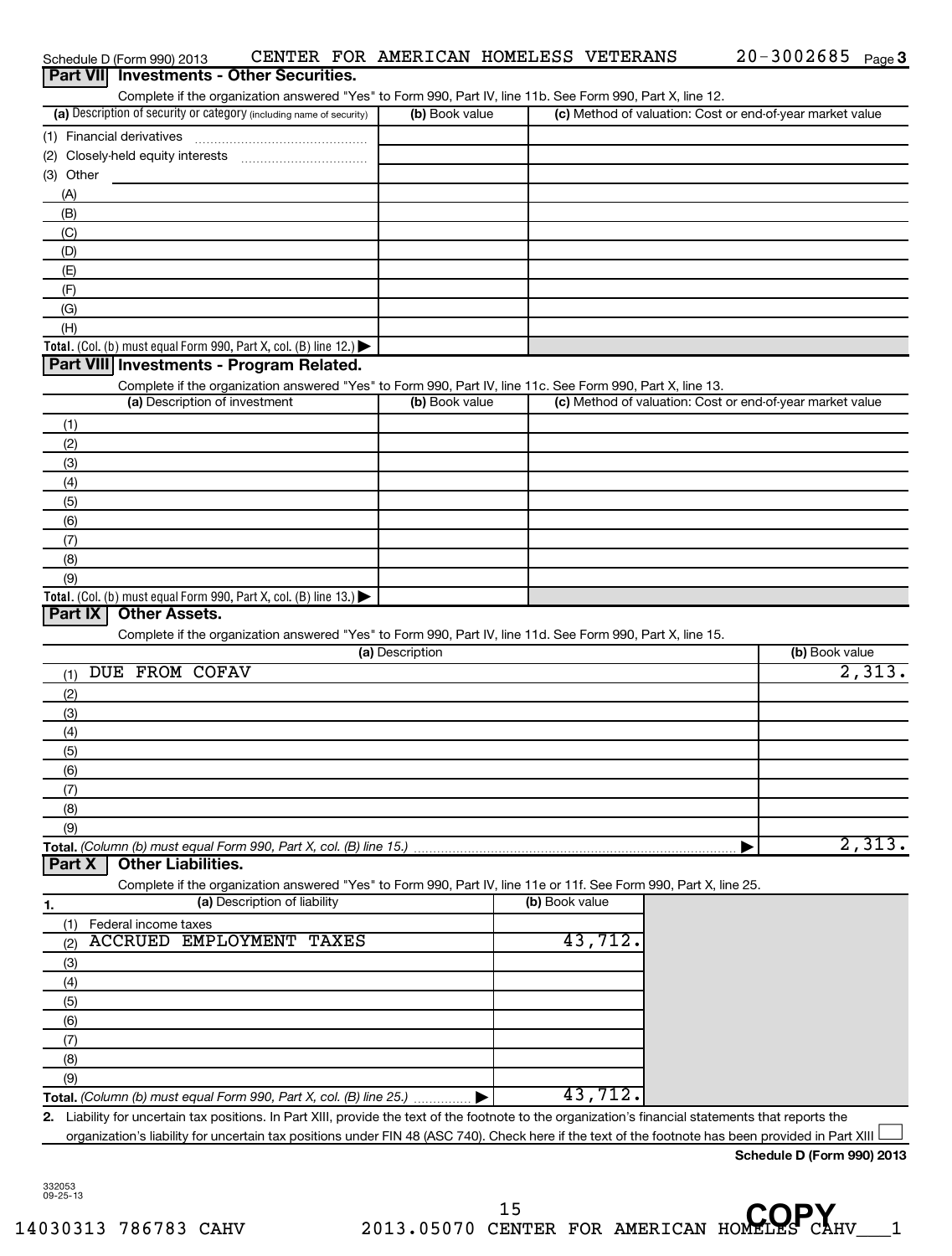Schedule D (Form 990) 2013 CENTER FOR AMERICAN HOMELESS VETERANS 20-3002685 Page 3

## Part VII Investments - Other Securities.

Complete if the organization answered "Yes" to Form 990, Part IV, line 11b. See Form 990, Part X, line 12.

| (a) Description of security or category (including name of security) | (b) Book value | (c) Method of valuation: Cost or end-of-year market value |
|---|---|---|
| (1) Financial derivatives | | |
| (2) Closely-held equity interests | | |
| (3) Other | | |
| (A) | | |
| (B) | | |
| (C) | | |
| (D) | | |
| (E) | | |
| (F) | | |
| (G) | | |
| (H) | | |
| **Total.** (Col. (b) must equal Form 990, Part X, col. (B) line 12.) ▶ | | |

## Part VIII Investments - Program Related.

Complete if the organization answered "Yes" to Form 990, Part IV, line 11c. See Form 990, Part X, line 13.

| (a) Description of investment | (b) Book value | (c) Method of valuation: Cost or end-of-year market value |
|---|---|---|
| (1) | | |
| (2) | | |
| (3) | | |
| (4) | | |
| (5) | | |
| (6) | | |
| (7) | | |
| (8) | | |
| (9) | | |
| **Total.** (Col. (b) must equal Form 990, Part X, col. (B) line 13.) ▶ | | |

## Part IX Other Assets.

Complete if the organization answered "Yes" to Form 990, Part IV, line 11d. See Form 990, Part X, line 15.

| (a) Description | (b) Book value |
|---|---|
| (1) DUE FROM COFAV | 2,313. |
| (2) | |
| (3) | |
| (4) | |
| (5) | |
| (6) | |
| (7) | |
| (8) | |
| (9) | |
| **Total.** *(Column (b) must equal Form 990, Part X, col. (B) line 15.)* ▶ | 2,313. |

## Part X Other Liabilities.

Complete if the organization answered "Yes" to Form 990, Part IV, line 11e or 11f. See Form 990, Part X, line 25.

| 1. (a) Description of liability | (b) Book value |
|---|---|
| (1) Federal income taxes | |
| (2) ACCRUED EMPLOYMENT TAXES | 43,712. |
| (3) | |
| (4) | |
| (5) | |
| (6) | |
| (7) | |
| (8) | |
| (9) | |
| **Total.** *(Column (b) must equal Form 990, Part X, col. (B) line 25.)* ▶ | 43,712. |

**2.** Liability for uncertain tax positions. In Part XIII, provide the text of the footnote to the organization's financial statements that reports the organization's liability for uncertain tax positions under FIN 48 (ASC 740). Check here if the text of the footnote has been provided in Part XIII ☐

**Schedule D (Form 990) 2013**

332053 09-25-13

14030313 786783 CAHV 2013.05070 CENTER FOR AMERICAN HOMELES CAHV___1

COPY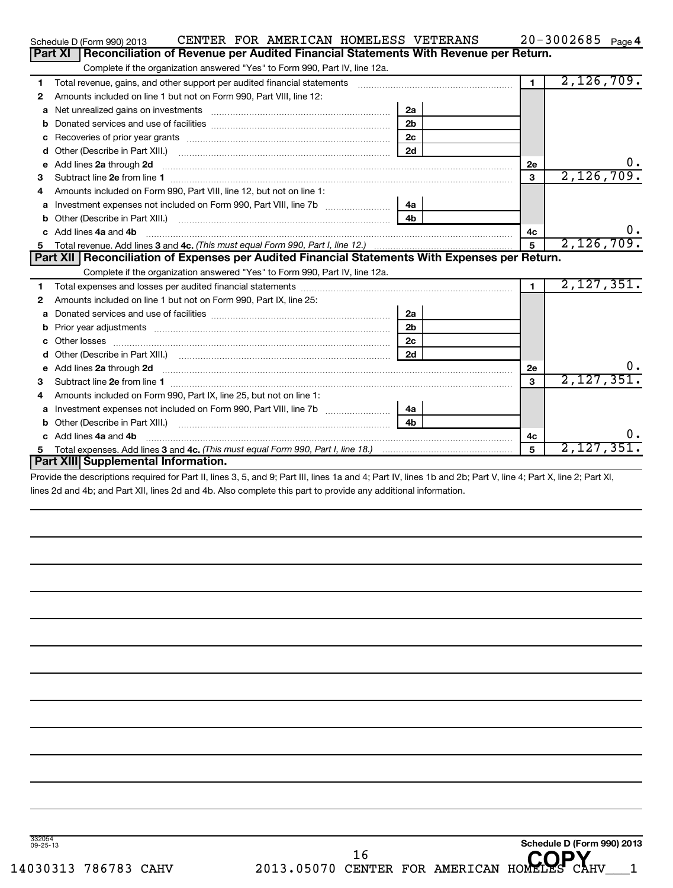Schedule D (Form 990) 2013 CENTER FOR AMERICAN HOMELESS VETERANS 20-3002685 Page 4

## Part XI Reconciliation of Revenue per Audited Financial Statements With Revenue per Return.

Complete if the organization answered "Yes" to Form 990, Part IV, line 12a.

| | | | | | |
|---|---|---|---|---|---|
| 1 | Total revenue, gains, and other support per audited financial statements | | | 1 | 2,126,709. |
| 2 | Amounts included on line 1 but not on Form 990, Part VIII, line 12: | | | | |
| a | Net unrealized gains on investments | 2a | | | |
| b | Donated services and use of facilities | 2b | | | |
| c | Recoveries of prior year grants | 2c | | | |
| d | Other (Describe in Part XIII.) | 2d | | | |
| e | Add lines 2a through 2d | | | 2e | 0. |
| 3 | Subtract line 2e from line 1 | | | 3 | 2,126,709. |
| 4 | Amounts included on Form 990, Part VIII, line 12, but not on line 1: | | | | |
| a | Investment expenses not included on Form 990, Part VIII, line 7b | 4a | | | |
| b | Other (Describe in Part XIII.) | 4b | | | |
| c | Add lines 4a and 4b | | | 4c | 0. |
| 5 | Total revenue. Add lines 3 and 4c. *(This must equal Form 990, Part I, line 12.)* | | | 5 | 2,126,709. |

## Part XII Reconciliation of Expenses per Audited Financial Statements With Expenses per Return.

Complete if the organization answered "Yes" to Form 990, Part IV, line 12a.

| | | | | | |
|---|---|---|---|---|---|
| 1 | Total expenses and losses per audited financial statements | | | 1 | 2,127,351. |
| 2 | Amounts included on line 1 but not on Form 990, Part IX, line 25: | | | | |
| a | Donated services and use of facilities | 2a | | | |
| b | Prior year adjustments | 2b | | | |
| c | Other losses | 2c | | | |
| d | Other (Describe in Part XIII.) | 2d | | | |
| e | Add lines 2a through 2d | | | 2e | 0. |
| 3 | Subtract line 2e from line 1 | | | 3 | 2,127,351. |
| 4 | Amounts included on Form 990, Part IX, line 25, but not on line 1: | | | | |
| a | Investment expenses not included on Form 990, Part VIII, line 7b | 4a | | | |
| b | Other (Describe in Part XIII.) | 4b | | | |
| c | Add lines 4a and 4b | | | 4c | 0. |
| 5 | Total expenses. Add lines 3 and 4c. *(This must equal Form 990, Part I, line 18.)* | | | 5 | 2,127,351. |

## Part XIII Supplemental Information.

Provide the descriptions required for Part II, lines 3, 5, and 9; Part III, lines 1a and 4; Part IV, lines 1b and 2b; Part V, line 4; Part X, line 2; Part XI, lines 2d and 4b; and Part XII, lines 2d and 4b. Also complete this part to provide any additional information.

332054 09-25-13

Schedule D (Form 990) 2013

14030313 786783 CAHV 2013.05070 CENTER FOR AMERICAN HOMELES CAHV___1

COPY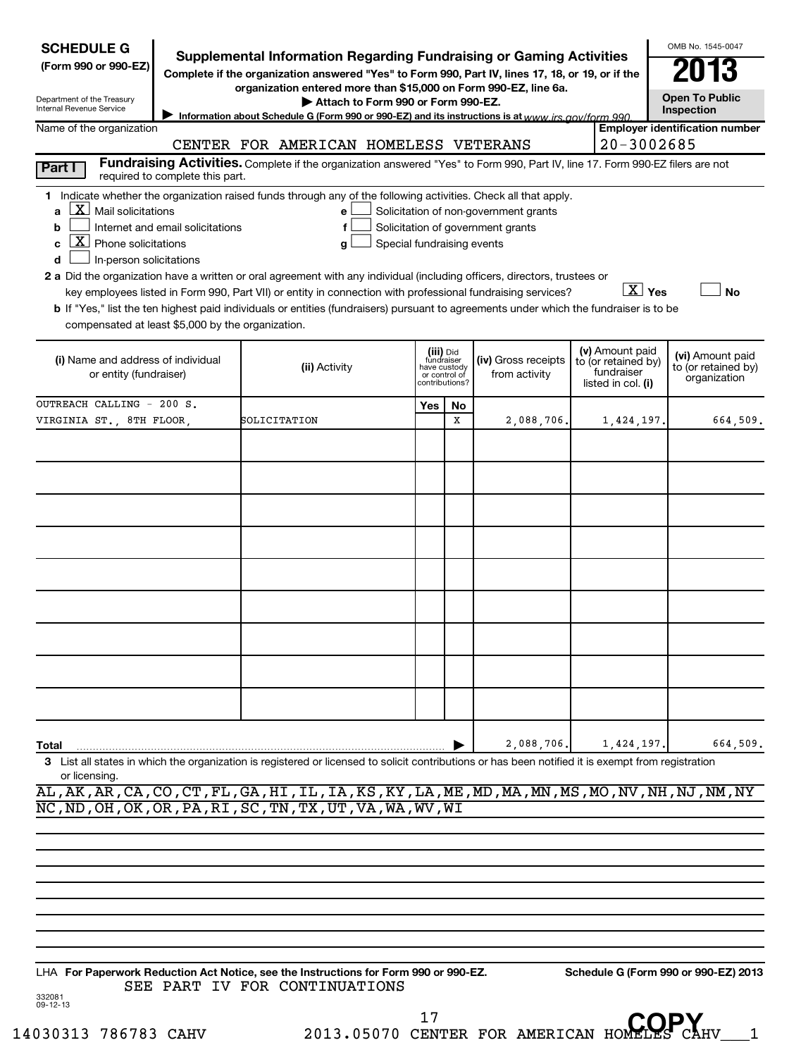**SCHEDULE G**
**(Form 990 or 990-EZ)**

Department of the Treasury
Internal Revenue Service

# Supplemental Information Regarding Fundraising or Gaming Activities

**Complete if the organization answered "Yes" to Form 990, Part IV, lines 17, 18, or 19, or if the organization entered more than $15,000 on Form 990-EZ, line 6a.**

**▶ Attach to Form 990 or Form 990-EZ.**

▶ **Information about Schedule G (Form 990 or 990-EZ) and its instructions is at** *www.irs.gov/form 990.*

OMB No. 1545-0047

**2013**

**Open To Public Inspection**

Name of the organization: CENTER FOR AMERICAN HOMELESS VETERANS

Employer identification number: 20-3002685

## Part I — Fundraising Activities.

Complete if the organization answered "Yes" to Form 990, Part IV, line 17. Form 990-EZ filers are not required to complete this part.

1 Indicate whether the organization raised funds through any of the following activities. Check all that apply.

- a [X] Mail solicitations
- b [ ] Internet and email solicitations
- c [X] Phone solicitations
- d [ ] In-person solicitations
- e [ ] Solicitation of non-government grants
- f [ ] Solicitation of government grants
- g [ ] Special fundraising events

2 a Did the organization have a written or oral agreement with any individual (including officers, directors, trustees or key employees listed in Form 990, Part VII) or entity in connection with professional fundraising services? [X] Yes [ ] No

b If "Yes," list the ten highest paid individuals or entities (fundraisers) pursuant to agreements under which the fundraiser is to be compensated at least $5,000 by the organization.

| (i) Name and address of individual or entity (fundraiser) | (ii) Activity | (iii) Did fundraiser have custody or control of contributions? Yes | No | (iv) Gross receipts from activity | (v) Amount paid to (or retained by) fundraiser listed in col. (i) | (vi) Amount paid to (or retained by) organization |
|---|---|---|---|---|---|---|
| OUTREACH CALLING - 200 S. VIRGINIA ST., 8TH FLOOR, | SOLICITATION | | X | 2,088,706. | 1,424,197. | 664,509. |
| | | | | | | |
| | | | | | | |
| | | | | | | |
| | | | | | | |
| | | | | | | |
| | | | | | | |
| | | | | | | |
| | | | | | | |
| | | | | | | |
| **Total** | | | | 2,088,706. | 1,424,197. | 664,509. |

3 List all states in which the organization is registered or licensed to solicit contributions or has been notified it is exempt from registration or licensing.

AL,AK,AR,CA,CO,CT,FL,GA,HI,IL,IA,KS,KY,LA,ME,MD,MA,MN,MS,MO,NV,NH,NJ,NM,NY NC,ND,OH,OK,OR,PA,RI,SC,TN,TX,UT,VA,WA,WV,WI

LHA **For Paperwork Reduction Act Notice, see the Instructions for Form 990 or 990-EZ.** **Schedule G (Form 990 or 990-EZ) 2013**

SEE PART IV FOR CONTINUATIONS

332081 09-12-13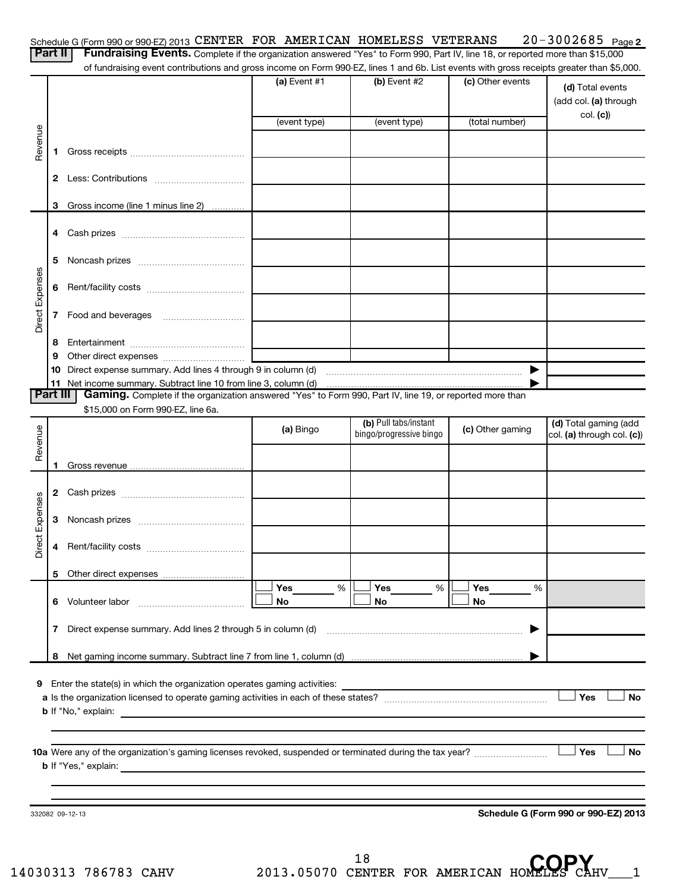Schedule G (Form 990 or 990-EZ) 2013 CENTER FOR AMERICAN HOMELESS VETERANS 20-3002685 Page 2

## Part II Fundraising Events.

Complete if the organization answered "Yes" to Form 990, Part IV, line 18, or reported more than $15,000 of fundraising event contributions and gross income on Form 990-EZ, lines 1 and 6b. List events with gross receipts greater than $5,000.

| | | (a) Event #1 | (b) Event #2 | (c) Other events | (d) Total events (add col. (a) through col. (c)) |
|---|---|---|---|---|---|
| | | (event type) | (event type) | (total number) | |
| Revenue | 1 Gross receipts | | | | |
| | 2 Less: Contributions | | | | |
| | 3 Gross income (line 1 minus line 2) | | | | |
| Direct Expenses | 4 Cash prizes | | | | |
| | 5 Noncash prizes | | | | |
| | 6 Rent/facility costs | | | | |
| | 7 Food and beverages | | | | |
| | 8 Entertainment | | | | |
| | 9 Other direct expenses | | | | |
| | 10 Direct expense summary. Add lines 4 through 9 in column (d) | | | ▶ | |
| | 11 Net income summary. Subtract line 10 from line 3, column (d) | | | ▶ | |

## Part III Gaming.

Complete if the organization answered "Yes" to Form 990, Part IV, line 19, or reported more than $15,000 on Form 990-EZ, line 6a.

| | | (a) Bingo | (b) Pull tabs/instant bingo/progressive bingo | (c) Other gaming | (d) Total gaming (add col. (a) through col. (c)) |
|---|---|---|---|---|---|
| Revenue | 1 Gross revenue | | | | |
| Direct Expenses | 2 Cash prizes | | | | |
| | 3 Noncash prizes | | | | |
| | 4 Rent/facility costs | | | | |
| | 5 Other direct expenses | | | | |
| | 6 Volunteer labor | ☐ Yes ____ % ☐ No | ☐ Yes ____ % ☐ No | ☐ Yes ____ % ☐ No | |
| | 7 Direct expense summary. Add lines 2 through 5 in column (d) | | | ▶ | |
| | 8 Net gaming income summary. Subtract line 7 from line 1, column (d) | | | ▶ | |

9 Enter the state(s) in which the organization operates gaming activities:

a Is the organization licensed to operate gaming activities in each of these states? ☐ Yes ☐ No

b If "No," explain:

10a Were any of the organization's gaming licenses revoked, suspended or terminated during the tax year? ☐ Yes ☐ No

b If "Yes," explain:

332082 09-12-13 **Schedule G (Form 990 or 990-EZ) 2013**

14030313 786783 CAHV 2013.05070 CENTER FOR AMERICAN HOMELES CAHV___1

COPY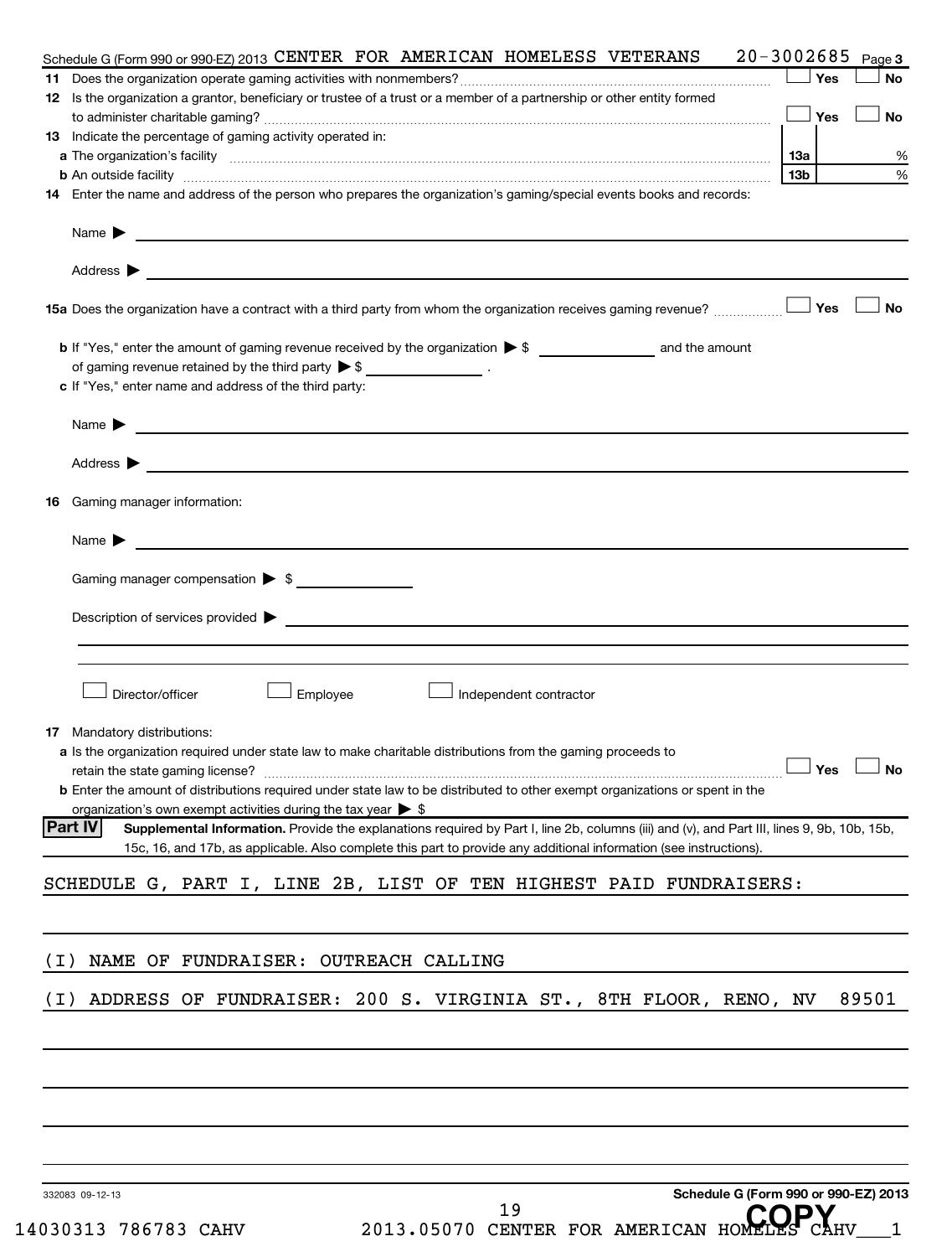Schedule G (Form 990 or 990-EZ) 2013 CENTER FOR AMERICAN HOMELESS VETERANS 20-3002685 Page 3

**11** Does the organization operate gaming activities with nonmembers? ☐ Yes ☐ No

**12** Is the organization a grantor, beneficiary or trustee of a trust or a member of a partnership or other entity formed to administer charitable gaming? ☐ Yes ☐ No

**13** Indicate the percentage of gaming activity operated in:

| | | |
|---|---|---|
| **a** The organization's facility | 13a | % |
| **b** An outside facility | 13b | % |

**14** Enter the name and address of the person who prepares the organization's gaming/special events books and records:

Name ▶

Address ▶

**15a** Does the organization have a contract with a third party from whom the organization receives gaming revenue? ☐ Yes ☐ No

**b** If "Yes," enter the amount of gaming revenue received by the organization ▶ $ ______ and the amount of gaming revenue retained by the third party ▶ $ ______ .

**c** If "Yes," enter name and address of the third party:

Name ▶

Address ▶

**16** Gaming manager information:

Name ▶

Gaming manager compensation ▶ $

Description of services provided ▶

☐ Director/officer ☐ Employee ☐ Independent contractor

**17** Mandatory distributions:

**a** Is the organization required under state law to make charitable distributions from the gaming proceeds to retain the state gaming license? ☐ Yes ☐ No

**b** Enter the amount of distributions required under state law to be distributed to other exempt organizations or spent in the organization's own exempt activities during the tax year ▶ $

**Part IV** **Supplemental Information.** Provide the explanations required by Part I, line 2b, columns (iii) and (v), and Part III, lines 9, 9b, 10b, 15b, 15c, 16, and 17b, as applicable. Also complete this part to provide any additional information (see instructions).

SCHEDULE G, PART I, LINE 2B, LIST OF TEN HIGHEST PAID FUNDRAISERS:

(I) NAME OF FUNDRAISER: OUTREACH CALLING

(I) ADDRESS OF FUNDRAISER: 200 S. VIRGINIA ST., 8TH FLOOR, RENO, NV 89501

332083 09-12-13 **Schedule G (Form 990 or 990-EZ) 2013**

14030313 786783 CAHV 2013.05070 CENTER FOR AMERICAN HOMELESS CAHV___1

COPY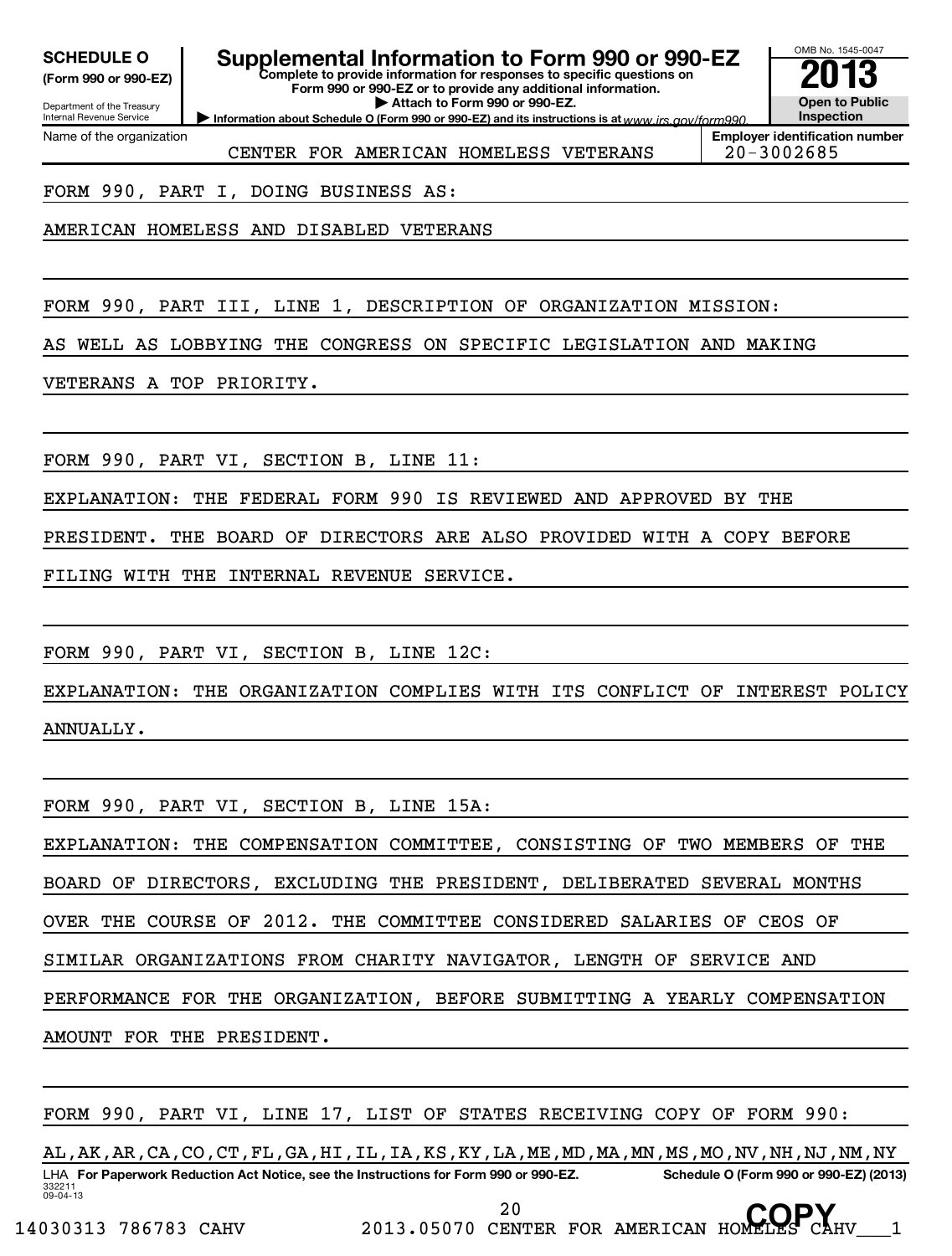**SCHEDULE O** (Form 990 or 990-EZ)

Department of the Treasury
Internal Revenue Service

# Supplemental Information to Form 990 or 990-EZ

**Complete to provide information for responses to specific questions on Form 990 or 990-EZ or to provide any additional information.**

**▶ Attach to Form 990 or 990-EZ.**

**▶ Information about Schedule O (Form 990 or 990-EZ) and its instructions is at** www.irs.gov/form990.

OMB No. 1545-0047

**2013**

**Open to Public Inspection**

| Name of the organization | Employer identification number |
|---|---|
| CENTER FOR AMERICAN HOMELESS VETERANS | 20-3002685 |

FORM 990, PART I, DOING BUSINESS AS:

AMERICAN HOMELESS AND DISABLED VETERANS

FORM 990, PART III, LINE 1, DESCRIPTION OF ORGANIZATION MISSION:

AS WELL AS LOBBYING THE CONGRESS ON SPECIFIC LEGISLATION AND MAKING VETERANS A TOP PRIORITY.

FORM 990, PART VI, SECTION B, LINE 11:

EXPLANATION: THE FEDERAL FORM 990 IS REVIEWED AND APPROVED BY THE PRESIDENT. THE BOARD OF DIRECTORS ARE ALSO PROVIDED WITH A COPY BEFORE FILING WITH THE INTERNAL REVENUE SERVICE.

FORM 990, PART VI, SECTION B, LINE 12C:

EXPLANATION: THE ORGANIZATION COMPLIES WITH ITS CONFLICT OF INTEREST POLICY ANNUALLY.

FORM 990, PART VI, SECTION B, LINE 15A:

EXPLANATION: THE COMPENSATION COMMITTEE, CONSISTING OF TWO MEMBERS OF THE BOARD OF DIRECTORS, EXCLUDING THE PRESIDENT, DELIBERATED SEVERAL MONTHS OVER THE COURSE OF 2012. THE COMMITTEE CONSIDERED SALARIES OF CEOS OF SIMILAR ORGANIZATIONS FROM CHARITY NAVIGATOR, LENGTH OF SERVICE AND PERFORMANCE FOR THE ORGANIZATION, BEFORE SUBMITTING A YEARLY COMPENSATION AMOUNT FOR THE PRESIDENT.

FORM 990, PART VI, LINE 17, LIST OF STATES RECEIVING COPY OF FORM 990:

AL,AK,AR,CA,CO,CT,FL,GA,HI,IL,IA,KS,KY,LA,ME,MD,MA,MN,MS,MO,NV,NH,NJ,NM,NY

LHA **For Paperwork Reduction Act Notice, see the Instructions for Form 990 or 990-EZ.** **Schedule O (Form 990 or 990-EZ) (2013)**

332211
09-04-13

14030313 786783 CAHV 2013.05070 CENTER FOR AMERICAN HOMELES CAHV___1

COPY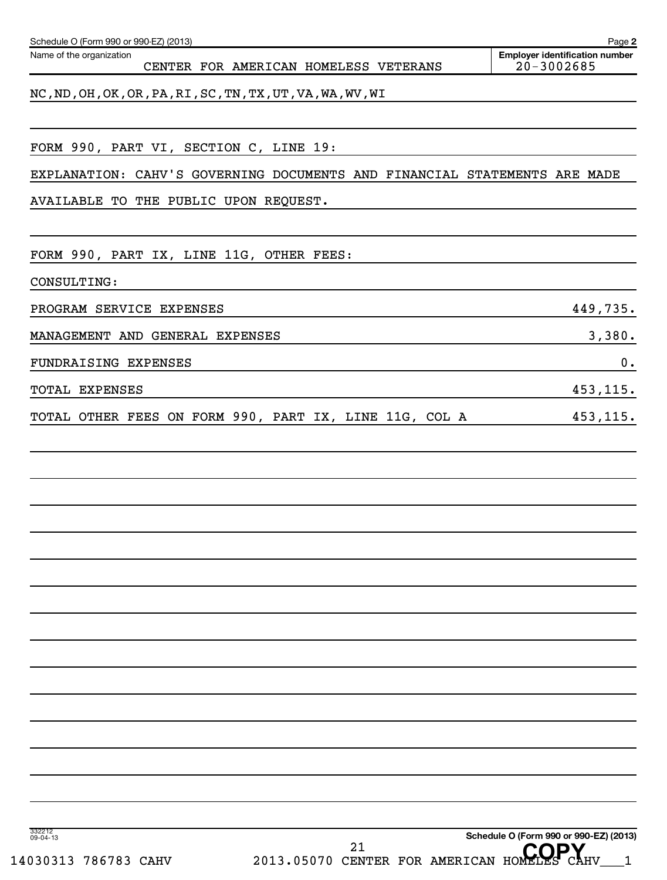Schedule O (Form 990 or 990-EZ) (2013) Page **2**

| Name of the organization | Employer identification number |
|---|---|
| CENTER FOR AMERICAN HOMELESS VETERANS | 20-3002685 |

NC,ND,OH,OK,OR,PA,RI,SC,TN,TX,UT,VA,WA,WV,WI

FORM 990, PART VI, SECTION C, LINE 19:

EXPLANATION: CAHV'S GOVERNING DOCUMENTS AND FINANCIAL STATEMENTS ARE MADE AVAILABLE TO THE PUBLIC UPON REQUEST.

FORM 990, PART IX, LINE 11G, OTHER FEES:

CONSULTING:

| | |
|---|---|
| PROGRAM SERVICE EXPENSES | 449,735. |
| MANAGEMENT AND GENERAL EXPENSES | 3,380. |
| FUNDRAISING EXPENSES | 0. |
| TOTAL EXPENSES | 453,115. |
| TOTAL OTHER FEES ON FORM 990, PART IX, LINE 11G, COL A | 453,115. |

332212 09-04-13

Schedule O (Form 990 or 990-EZ) (2013)

14030313 786783 CAHV 2013.05070 CENTER FOR AMERICAN HOMELES CAHV___1

COPY